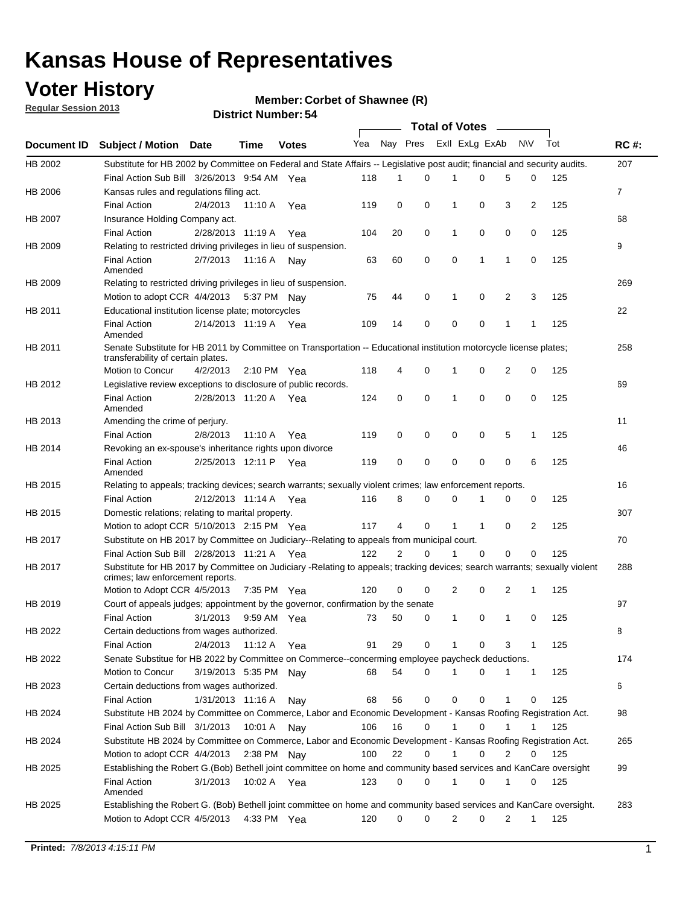# Kansas House of Representatives

## Voter History

**Regular Session 2013**

**Member: Corbet of Shawnee (R)**

**District Number: 54**

| Document ID | Subject / Motion | Date | Time | Votes | Yea | Nay | Pres | ExlI | ExLg | ExAb | N\V | Tot | RC #: |
|---|---|---|---|---|---|---|---|---|---|---|---|---|---|
| HB 2002 | Substitute for HB 2002 by Committee on Federal and State Affairs -- Legislative post audit; financial and security audits. | | | | | | | | | | | | 207 |
| | Final Action Sub Bill | 3/26/2013 | 9:54 AM | Yea | 118 | 1 | 0 | 1 | 0 | 5 | 0 | 125 | |
| HB 2006 | Kansas rules and regulations filing act. | | | | | | | | | | | | 7 |
| | Final Action | 2/4/2013 | 11:10 A | Yea | 119 | 0 | 0 | 1 | 0 | 3 | 2 | 125 | |
| HB 2007 | Insurance Holding Company act. | | | | | | | | | | | | 68 |
| | Final Action | 2/28/2013 | 11:19 A | Yea | 104 | 20 | 0 | 1 | 0 | 0 | 0 | 125 | |
| HB 2009 | Relating to restricted driving privileges in lieu of suspension. | | | | | | | | | | | | 9 |
| | Final Action Amended | 2/7/2013 | 11:16 A | Nay | 63 | 60 | 0 | 0 | 1 | 1 | 0 | 125 | |
| HB 2009 | Relating to restricted driving privileges in lieu of suspension. | | | | | | | | | | | | 269 |
| | Motion to adopt CCR | 4/4/2013 | 5:37 PM | Nay | 75 | 44 | 0 | 1 | 0 | 2 | 3 | 125 | |
| HB 2011 | Educational institution license plate; motorcycles | | | | | | | | | | | | 22 |
| | Final Action Amended | 2/14/2013 | 11:19 A | Yea | 109 | 14 | 0 | 0 | 0 | 1 | 1 | 125 | |
| HB 2011 | Senate Substitute for HB 2011 by Committee on Transportation -- Educational institution motorcycle license plates; transferability of certain plates. | | | | | | | | | | | | 258 |
| | Motion to Concur | 4/2/2013 | 2:10 PM | Yea | 118 | 4 | 0 | 1 | 0 | 2 | 0 | 125 | |
| HB 2012 | Legislative review exceptions to disclosure of public records. | | | | | | | | | | | | 69 |
| | Final Action Amended | 2/28/2013 | 11:20 A | Yea | 124 | 0 | 0 | 1 | 0 | 0 | 0 | 125 | |
| HB 2013 | Amending the crime of perjury. | | | | | | | | | | | | 11 |
| | Final Action | 2/8/2013 | 11:10 A | Yea | 119 | 0 | 0 | 0 | 0 | 5 | 1 | 125 | |
| HB 2014 | Revoking an ex-spouse's inheritance rights upon divorce | | | | | | | | | | | | 46 |
| | Final Action Amended | 2/25/2013 | 12:11 P | Yea | 119 | 0 | 0 | 0 | 0 | 0 | 6 | 125 | |
| HB 2015 | Relating to appeals; tracking devices; search warrants; sexually violent crimes; law enforcement reports. | | | | | | | | | | | | 16 |
| | Final Action | 2/12/2013 | 11:14 A | Yea | 116 | 8 | 0 | 0 | 1 | 0 | 0 | 125 | |
| HB 2015 | Domestic relations; relating to marital property. | | | | | | | | | | | | 307 |
| | Motion to adopt CCR | 5/10/2013 | 2:15 PM | Yea | 117 | 4 | 0 | 1 | 1 | 0 | 2 | 125 | |
| HB 2017 | Substitute on HB 2017 by Committee on Judiciary--Relating to appeals from municipal court. | | | | | | | | | | | | 70 |
| | Final Action Sub Bill | 2/28/2013 | 11:21 A | Yea | 122 | 2 | 0 | 1 | 0 | 0 | 0 | 125 | |
| HB 2017 | Substitute for HB 2017 by Committee on Judiciary -Relating to appeals; tracking devices; search warrants; sexually violent crimes; law enforcement reports. | | | | | | | | | | | | 288 |
| | Motion to Adopt CCR | 4/5/2013 | 7:35 PM | Yea | 120 | 0 | 0 | 2 | 0 | 2 | 1 | 125 | |
| HB 2019 | Court of appeals judges; appointment by the governor, confirmation by the senate | | | | | | | | | | | | 97 |
| | Final Action | 3/1/2013 | 9:59 AM | Yea | 73 | 50 | 0 | 1 | 0 | 1 | 0 | 125 | |
| HB 2022 | Certain deductions from wages authorized. | | | | | | | | | | | | 8 |
| | Final Action | 2/4/2013 | 11:12 A | Yea | 91 | 29 | 0 | 1 | 0 | 3 | 1 | 125 | |
| HB 2022 | Senate Substitue for HB 2022 by Committee on Commerce--concerning employee paycheck deductions. | | | | | | | | | | | | 174 |
| | Motion to Concur | 3/19/2013 | 5:35 PM | Nay | 68 | 54 | 0 | 1 | 0 | 1 | 1 | 125 | |
| HB 2023 | Certain deductions from wages authorized. | | | | | | | | | | | | 6 |
| | Final Action | 1/31/2013 | 11:16 A | Nay | 68 | 56 | 0 | 0 | 0 | 1 | 0 | 125 | |
| HB 2024 | Substitute HB 2024 by Committee on Commerce, Labor and Economic Development - Kansas Roofing Registration Act. | | | | | | | | | | | | 98 |
| | Final Action Sub Bill | 3/1/2013 | 10:01 A | Nay | 106 | 16 | 0 | 1 | 0 | 1 | 1 | 125 | |
| HB 2024 | Substitute HB 2024 by Committee on Commerce, Labor and Economic Development - Kansas Roofing Registration Act. | | | | | | | | | | | | 265 |
| | Motion to adopt CCR | 4/4/2013 | 2:38 PM | Nay | 100 | 22 | 0 | 1 | 0 | 2 | 0 | 125 | |
| HB 2025 | Establishing the Robert G.(Bob) Bethell joint committee on home and community based services and KanCare oversight | | | | | | | | | | | | 99 |
| | Final Action Amended | 3/1/2013 | 10:02 A | Yea | 123 | 0 | 0 | 1 | 0 | 1 | 0 | 125 | |
| HB 2025 | Establishing the Robert G. (Bob) Bethell joint committee on home and community based services and KanCare oversight. | | | | | | | | | | | | 283 |
| | Motion to Adopt CCR | 4/5/2013 | 4:33 PM | Yea | 120 | 0 | 0 | 2 | 0 | 2 | 1 | 125 | |

**Printed:** *7/8/2013 4:15:11 PM*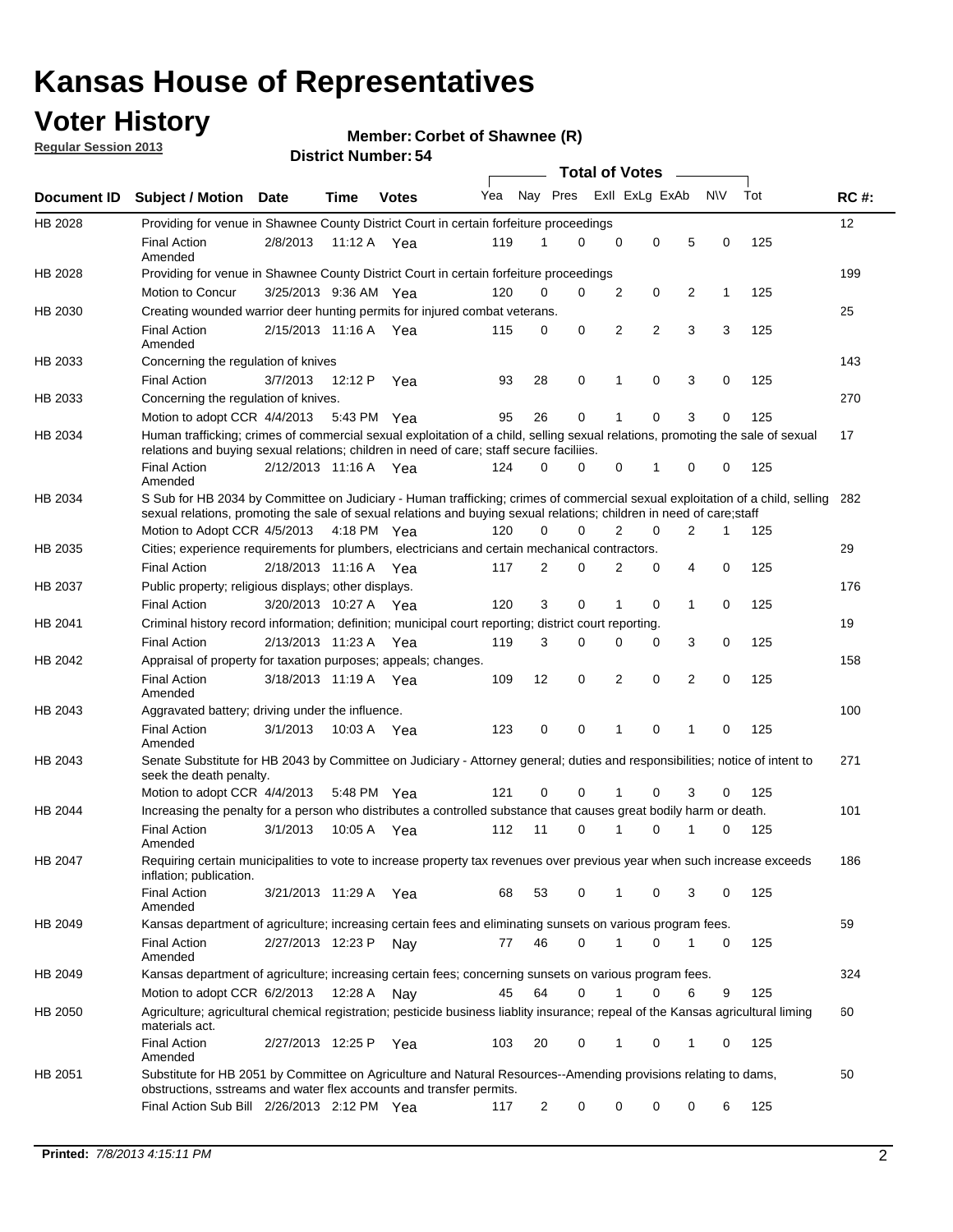# Kansas House of Representatives

## Voter History

**Regular Session 2013**

**Member: Corbet of Shawnee (R)**

**District Number: 54**

| Document ID | Subject / Motion | Date | Time | Votes | Yea | Nay | Pres | ExII | ExLg | ExAb | N\V | Tot | RC #: |
|---|---|---|---|---|---|---|---|---|---|---|---|---|---|
| HB 2028 | Providing for venue in Shawnee County District Court in certain forfeiture proceedings | | | | | | | | | | | | 12 |
| | Final Action Amended | 2/8/2013 | 11:12 A | Yea | 119 | 1 | 0 | 0 | 0 | 5 | 0 | 125 | |
| HB 2028 | Providing for venue in Shawnee County District Court in certain forfeiture proceedings | | | | | | | | | | | | 199 |
| | Motion to Concur | 3/25/2013 | 9:36 AM | Yea | 120 | 0 | 0 | 2 | 0 | 2 | 1 | 125 | |
| HB 2030 | Creating wounded warrior deer hunting permits for injured combat veterans. | | | | | | | | | | | | 25 |
| | Final Action Amended | 2/15/2013 | 11:16 A | Yea | 115 | 0 | 0 | 2 | 2 | 3 | 3 | 125 | |
| HB 2033 | Concerning the regulation of knives | | | | | | | | | | | | 143 |
| | Final Action | 3/7/2013 | 12:12 P | Yea | 93 | 28 | 0 | 1 | 0 | 3 | 0 | 125 | |
| HB 2033 | Concerning the regulation of knives. | | | | | | | | | | | | 270 |
| | Motion to adopt CCR | 4/4/2013 | 5:43 PM | Yea | 95 | 26 | 0 | 1 | 0 | 3 | 0 | 125 | |
| HB 2034 | Human trafficking; crimes of commercial sexual exploitation of a child, selling sexual relations, promoting the sale of sexual relations and buying sexual relations; children in need of care; staff secure faciliies. | | | | | | | | | | | | 17 |
| | Final Action Amended | 2/12/2013 | 11:16 A | Yea | 124 | 0 | 0 | 0 | 1 | 0 | 0 | 125 | |
| HB 2034 | S Sub for HB 2034 by Committee on Judiciary - Human trafficking; crimes of commercial sexual exploitation of a child, selling sexual relations, promoting the sale of sexual relations and buying sexual relations; children in need of care;staff | | | | | | | | | | | | 282 |
| | Motion to Adopt CCR | 4/5/2013 | 4:18 PM | Yea | 120 | 0 | 0 | 2 | 0 | 2 | 1 | 125 | |
| HB 2035 | Cities; experience requirements for plumbers, electricians and certain mechanical contractors. | | | | | | | | | | | | 29 |
| | Final Action | 2/18/2013 | 11:16 A | Yea | 117 | 2 | 0 | 2 | 0 | 4 | 0 | 125 | |
| HB 2037 | Public property; religious displays; other displays. | | | | | | | | | | | | 176 |
| | Final Action | 3/20/2013 | 10:27 A | Yea | 120 | 3 | 0 | 1 | 0 | 1 | 0 | 125 | |
| HB 2041 | Criminal history record information; definition; municipal court reporting; district court reporting. | | | | | | | | | | | | 19 |
| | Final Action | 2/13/2013 | 11:23 A | Yea | 119 | 3 | 0 | 0 | 0 | 3 | 0 | 125 | |
| HB 2042 | Appraisal of property for taxation purposes; appeals; changes. | | | | | | | | | | | | 158 |
| | Final Action Amended | 3/18/2013 | 11:19 A | Yea | 109 | 12 | 0 | 2 | 0 | 2 | 0 | 125 | |
| HB 2043 | Aggravated battery; driving under the influence. | | | | | | | | | | | | 100 |
| | Final Action Amended | 3/1/2013 | 10:03 A | Yea | 123 | 0 | 0 | 1 | 0 | 1 | 0 | 125 | |
| HB 2043 | Senate Substitute for HB 2043 by Committee on Judiciary - Attorney general; duties and responsibilities; notice of intent to seek the death penalty. | | | | | | | | | | | | 271 |
| | Motion to adopt CCR | 4/4/2013 | 5:48 PM | Yea | 121 | 0 | 0 | 1 | 0 | 3 | 0 | 125 | |
| HB 2044 | Increasing the penalty for a person who distributes a controlled substance that causes great bodily harm or death. | | | | | | | | | | | | 101 |
| | Final Action Amended | 3/1/2013 | 10:05 A | Yea | 112 | 11 | 0 | 1 | 0 | 1 | 0 | 125 | |
| HB 2047 | Requiring certain municipalities to vote to increase property tax revenues over previous year when such increase exceeds inflation; publication. | | | | | | | | | | | | 186 |
| | Final Action Amended | 3/21/2013 | 11:29 A | Yea | 68 | 53 | 0 | 1 | 0 | 3 | 0 | 125 | |
| HB 2049 | Kansas department of agriculture; increasing certain fees and eliminating sunsets on various program fees. | | | | | | | | | | | | 59 |
| | Final Action Amended | 2/27/2013 | 12:23 P | Nay | 77 | 46 | 0 | 1 | 0 | 1 | 0 | 125 | |
| HB 2049 | Kansas department of agriculture; increasing certain fees; concerning sunsets on various program fees. | | | | | | | | | | | | 324 |
| | Motion to adopt CCR | 6/2/2013 | 12:28 A | Nay | 45 | 64 | 0 | 1 | 0 | 6 | 9 | 125 | |
| HB 2050 | Agriculture; agricultural chemical registration; pesticide business liablity insurance; repeal of the Kansas agricultural liming materials act. | | | | | | | | | | | | 60 |
| | Final Action Amended | 2/27/2013 | 12:25 P | Yea | 103 | 20 | 0 | 1 | 0 | 1 | 0 | 125 | |
| HB 2051 | Substitute for HB 2051 by Committee on Agriculture and Natural Resources--Amending provisions relating to dams, obstructions, sstreams and water flex accounts and transfer permits. | | | | | | | | | | | | 50 |
| | Final Action Sub Bill | 2/26/2013 | 2:12 PM | Yea | 117 | 2 | 0 | 0 | 0 | 0 | 6 | 125 | |

**Printed:** *7/8/2013 4:15:11 PM*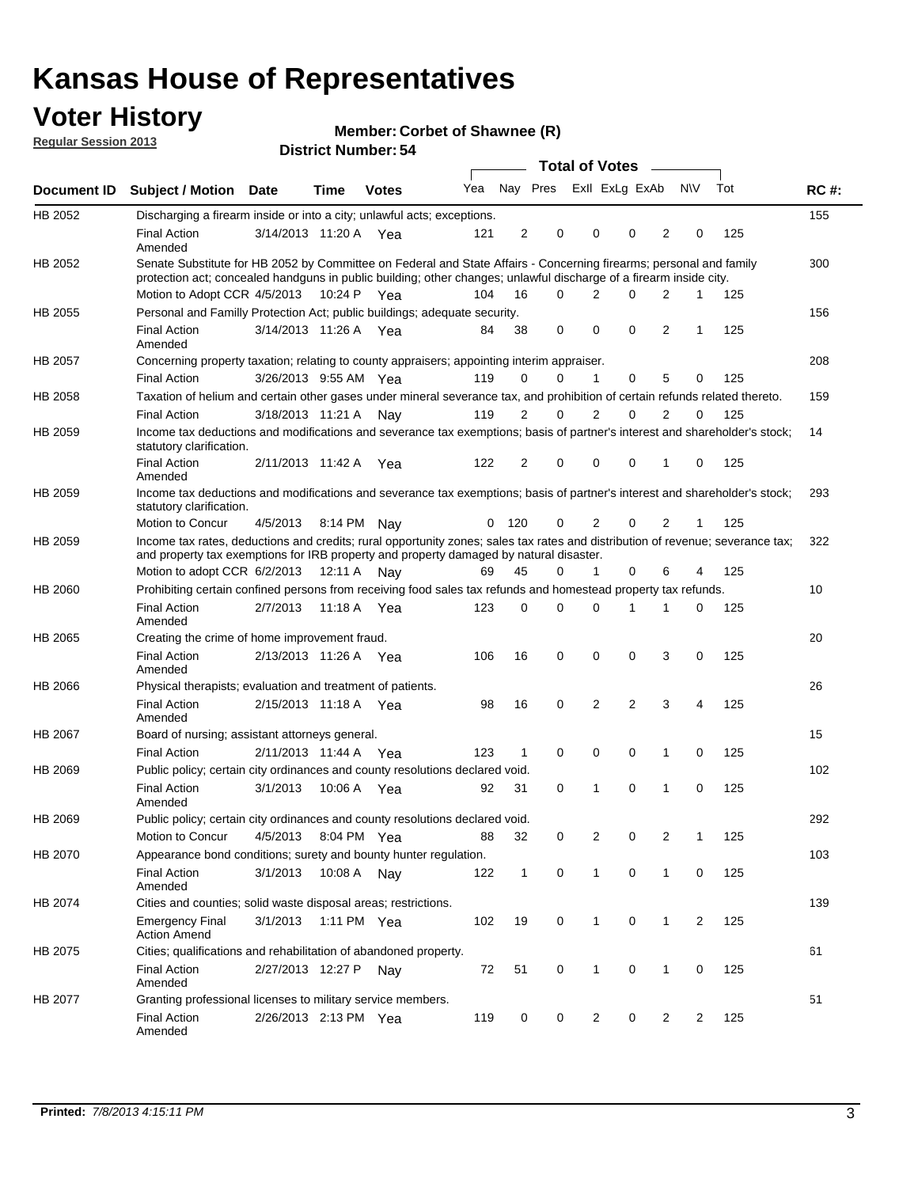# Kansas House of Representatives

## Voter History

**Regular Session 2013**

**Member: Corbet of Shawnee (R)**

**District Number: 54**

| Document ID | Subject / Motion | Date | Time | Votes | Yea | Nay | Pres | ExII | ExLg | ExAb | N\V | Tot | RC #: |
|---|---|---|---|---|---|---|---|---|---|---|---|---|---|
| HB 2052 | Discharging a firearm inside or into a city; unlawful acts; exceptions. | | | | | | | | | | | | 155 |
| | Final Action Amended | 3/14/2013 | 11:20 A | Yea | 121 | 2 | 0 | 0 | 0 | 2 | 0 | 125 | |
| HB 2052 | Senate Substitute for HB 2052 by Committee on Federal and State Affairs - Concerning firearms; personal and family protection act; concealed handguns in public building; other changes; unlawful discharge of a firearm inside city. | | | | | | | | | | | | 300 |
| | Motion to Adopt CCR | 4/5/2013 | 10:24 P | Yea | 104 | 16 | 0 | 2 | 0 | 2 | 1 | 125 | |
| HB 2055 | Personal and Familly Protection Act; public buildings; adequate security. | | | | | | | | | | | | 156 |
| | Final Action Amended | 3/14/2013 | 11:26 A | Yea | 84 | 38 | 0 | 0 | 0 | 2 | 1 | 125 | |
| HB 2057 | Concerning property taxation; relating to county appraisers; appointing interim appraiser. | | | | | | | | | | | | 208 |
| | Final Action | 3/26/2013 | 9:55 AM | Yea | 119 | 0 | 0 | 1 | 0 | 5 | 0 | 125 | |
| HB 2058 | Taxation of helium and certain other gases under mineral severance tax, and prohibition of certain refunds related thereto. | | | | | | | | | | | | 159 |
| | Final Action | 3/18/2013 | 11:21 A | Nay | 119 | 2 | 0 | 2 | 0 | 2 | 0 | 125 | |
| HB 2059 | Income tax deductions and modifications and severance tax exemptions; basis of partner's interest and shareholder's stock; statutory clarification. | | | | | | | | | | | | 14 |
| | Final Action Amended | 2/11/2013 | 11:42 A | Yea | 122 | 2 | 0 | 0 | 0 | 1 | 0 | 125 | |
| HB 2059 | Income tax deductions and modifications and severance tax exemptions; basis of partner's interest and shareholder's stock; statutory clarification. | | | | | | | | | | | | 293 |
| | Motion to Concur | 4/5/2013 | 8:14 PM | Nay | 0 | 120 | 0 | 2 | 0 | 2 | 1 | 125 | |
| HB 2059 | Income tax rates, deductions and credits; rural opportunity zones; sales tax rates and distribution of revenue; severance tax; and property tax exemptions for IRB property and property damaged by natural disaster. | | | | | | | | | | | | 322 |
| | Motion to adopt CCR | 6/2/2013 | 12:11 A | Nay | 69 | 45 | 0 | 1 | 0 | 6 | 4 | 125 | |
| HB 2060 | Prohibiting certain confined persons from receiving food sales tax refunds and homestead property tax refunds. | | | | | | | | | | | | 10 |
| | Final Action Amended | 2/7/2013 | 11:18 A | Yea | 123 | 0 | 0 | 0 | 1 | 1 | 0 | 125 | |
| HB 2065 | Creating the crime of home improvement fraud. | | | | | | | | | | | | 20 |
| | Final Action Amended | 2/13/2013 | 11:26 A | Yea | 106 | 16 | 0 | 0 | 0 | 3 | 0 | 125 | |
| HB 2066 | Physical therapists; evaluation and treatment of patients. | | | | | | | | | | | | 26 |
| | Final Action Amended | 2/15/2013 | 11:18 A | Yea | 98 | 16 | 0 | 2 | 2 | 3 | 4 | 125 | |
| HB 2067 | Board of nursing; assistant attorneys general. | | | | | | | | | | | | 15 |
| | Final Action | 2/11/2013 | 11:44 A | Yea | 123 | 1 | 0 | 0 | 0 | 1 | 0 | 125 | |
| HB 2069 | Public policy; certain city ordinances and county resolutions declared void. | | | | | | | | | | | | 102 |
| | Final Action Amended | 3/1/2013 | 10:06 A | Yea | 92 | 31 | 0 | 1 | 0 | 1 | 0 | 125 | |
| HB 2069 | Public policy; certain city ordinances and county resolutions declared void. | | | | | | | | | | | | 292 |
| | Motion to Concur | 4/5/2013 | 8:04 PM | Yea | 88 | 32 | 0 | 2 | 0 | 2 | 1 | 125 | |
| HB 2070 | Appearance bond conditions; surety and bounty hunter regulation. | | | | | | | | | | | | 103 |
| | Final Action Amended | 3/1/2013 | 10:08 A | Nay | 122 | 1 | 0 | 1 | 0 | 1 | 0 | 125 | |
| HB 2074 | Cities and counties; solid waste disposal areas; restrictions. | | | | | | | | | | | | 139 |
| | Emergency Final Action Amend | 3/1/2013 | 1:11 PM | Yea | 102 | 19 | 0 | 1 | 0 | 1 | 2 | 125 | |
| HB 2075 | Cities; qualifications and rehabilitation of abandoned property. | | | | | | | | | | | | 61 |
| | Final Action Amended | 2/27/2013 | 12:27 P | Nay | 72 | 51 | 0 | 1 | 0 | 1 | 0 | 125 | |
| HB 2077 | Granting professional licenses to military service members. | | | | | | | | | | | | 51 |
| | Final Action Amended | 2/26/2013 | 2:13 PM | Yea | 119 | 0 | 0 | 2 | 0 | 2 | 2 | 125 | |

**Printed:** *7/8/2013 4:15:11 PM*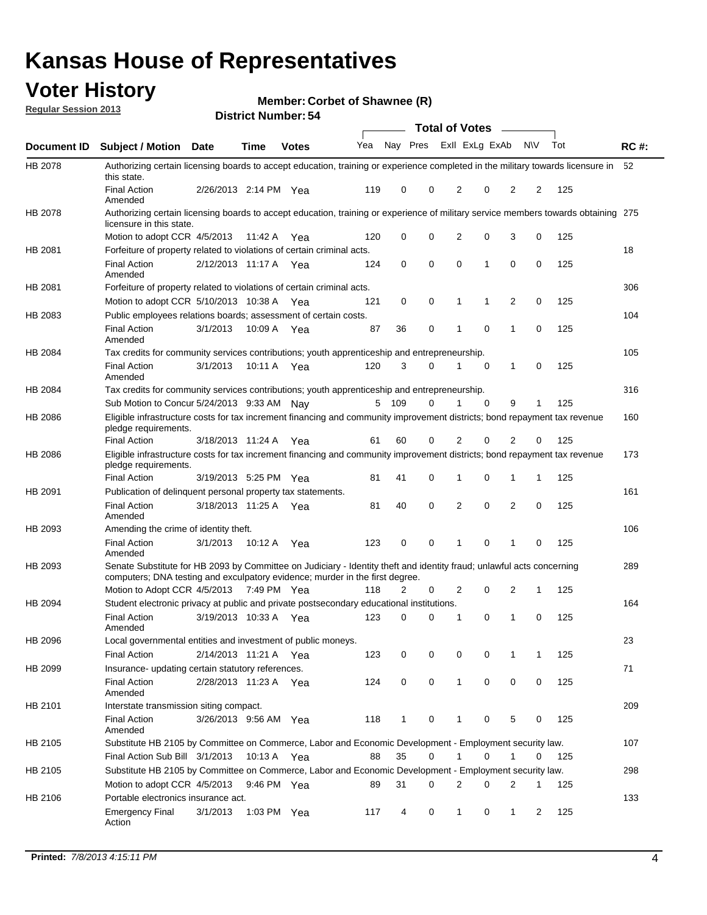# Kansas House of Representatives

## Voter History

**Regular Session 2013**

**Member: Corbet of Shawnee (R)**

**District Number: 54**

| Document ID | Subject / Motion | Date | Time | Votes | Yea | Nay | Pres | ExlI | ExLg | ExAb | N\V | Tot | RC #: |
|---|---|---|---|---|---|---|---|---|---|---|---|---|---|
| HB 2078 | Authorizing certain licensing boards to accept education, training or experience completed in the military towards licensure in this state. | | | | | | | | | | | | 52 |
| | Final Action Amended | 2/26/2013 | 2:14 PM | Yea | 119 | 0 | 0 | 2 | 0 | 2 | 2 | 125 | |
| HB 2078 | Authorizing certain licensing boards to accept education, training or experience of military service members towards obtaining licensure in this state. | | | | | | | | | | | | 275 |
| | Motion to adopt CCR | 4/5/2013 | 11:42 A | Yea | 120 | 0 | 0 | 2 | 0 | 3 | 0 | 125 | |
| HB 2081 | Forfeiture of property related to violations of certain criminal acts. | | | | | | | | | | | | 18 |
| | Final Action Amended | 2/12/2013 | 11:17 A | Yea | 124 | 0 | 0 | 0 | 1 | 0 | 0 | 125 | |
| HB 2081 | Forfeiture of property related to violations of certain criminal acts. | | | | | | | | | | | | 306 |
| | Motion to adopt CCR | 5/10/2013 | 10:38 A | Yea | 121 | 0 | 0 | 1 | 1 | 2 | 0 | 125 | |
| HB 2083 | Public employees relations boards; assessment of certain costs. | | | | | | | | | | | | 104 |
| | Final Action Amended | 3/1/2013 | 10:09 A | Yea | 87 | 36 | 0 | 1 | 0 | 1 | 0 | 125 | |
| HB 2084 | Tax credits for community services contributions; youth apprenticeship and entrepreneurship. | | | | | | | | | | | | 105 |
| | Final Action Amended | 3/1/2013 | 10:11 A | Yea | 120 | 3 | 0 | 1 | 0 | 1 | 0 | 125 | |
| HB 2084 | Tax credits for community services contributions; youth apprenticeship and entrepreneurship. | | | | | | | | | | | | 316 |
| | Sub Motion to Concur | 5/24/2013 | 9:33 AM | Nay | 5 | 109 | 0 | 1 | 0 | 9 | 1 | 125 | |
| HB 2086 | Eligible infrastructure costs for tax increment financing and community improvement districts; bond repayment tax revenue pledge requirements. | | | | | | | | | | | | 160 |
| | Final Action | 3/18/2013 | 11:24 A | Yea | 61 | 60 | 0 | 2 | 0 | 2 | 0 | 125 | |
| HB 2086 | Eligible infrastructure costs for tax increment financing and community improvement districts; bond repayment tax revenue pledge requirements. | | | | | | | | | | | | 173 |
| | Final Action | 3/19/2013 | 5:25 PM | Yea | 81 | 41 | 0 | 1 | 0 | 1 | 1 | 125 | |
| HB 2091 | Publication of delinquent personal property tax statements. | | | | | | | | | | | | 161 |
| | Final Action Amended | 3/18/2013 | 11:25 A | Yea | 81 | 40 | 0 | 2 | 0 | 2 | 0 | 125 | |
| HB 2093 | Amending the crime of identity theft. | | | | | | | | | | | | 106 |
| | Final Action Amended | 3/1/2013 | 10:12 A | Yea | 123 | 0 | 0 | 1 | 0 | 1 | 0 | 125 | |
| HB 2093 | Senate Substitute for HB 2093 by Committee on Judiciary - Identity theft and identity fraud; unlawful acts concerning computers; DNA testing and exculpatory evidence; murder in the first degree. | | | | | | | | | | | | 289 |
| | Motion to Adopt CCR | 4/5/2013 | 7:49 PM | Yea | 118 | 2 | 0 | 2 | 0 | 2 | 1 | 125 | |
| HB 2094 | Student electronic privacy at public and private postsecondary educational institutions. | | | | | | | | | | | | 164 |
| | Final Action Amended | 3/19/2013 | 10:33 A | Yea | 123 | 0 | 0 | 1 | 0 | 1 | 0 | 125 | |
| HB 2096 | Local governmental entities and investment of public moneys. | | | | | | | | | | | | 23 |
| | Final Action | 2/14/2013 | 11:21 A | Yea | 123 | 0 | 0 | 0 | 0 | 1 | 1 | 125 | |
| HB 2099 | Insurance- updating certain statutory references. | | | | | | | | | | | | 71 |
| | Final Action Amended | 2/28/2013 | 11:23 A | Yea | 124 | 0 | 0 | 1 | 0 | 0 | 0 | 125 | |
| HB 2101 | Interstate transmission siting compact. | | | | | | | | | | | | 209 |
| | Final Action Amended | 3/26/2013 | 9:56 AM | Yea | 118 | 1 | 0 | 1 | 0 | 5 | 0 | 125 | |
| HB 2105 | Substitute HB 2105 by Committee on Commerce, Labor and Economic Development - Employment security law. | | | | | | | | | | | | 107 |
| | Final Action Sub Bill | 3/1/2013 | 10:13 A | Yea | 88 | 35 | 0 | 1 | 0 | 1 | 0 | 125 | |
| HB 2105 | Substitute HB 2105 by Committee on Commerce, Labor and Economic Development - Employment security law. | | | | | | | | | | | | 298 |
| | Motion to adopt CCR | 4/5/2013 | 9:46 PM | Yea | 89 | 31 | 0 | 2 | 0 | 2 | 1 | 125 | |
| HB 2106 | Portable electronics insurance act. | | | | | | | | | | | | 133 |
| | Emergency Final Action | 3/1/2013 | 1:03 PM | Yea | 117 | 4 | 0 | 1 | 0 | 1 | 2 | 125 | |

**Printed:** *7/8/2013 4:15:11 PM*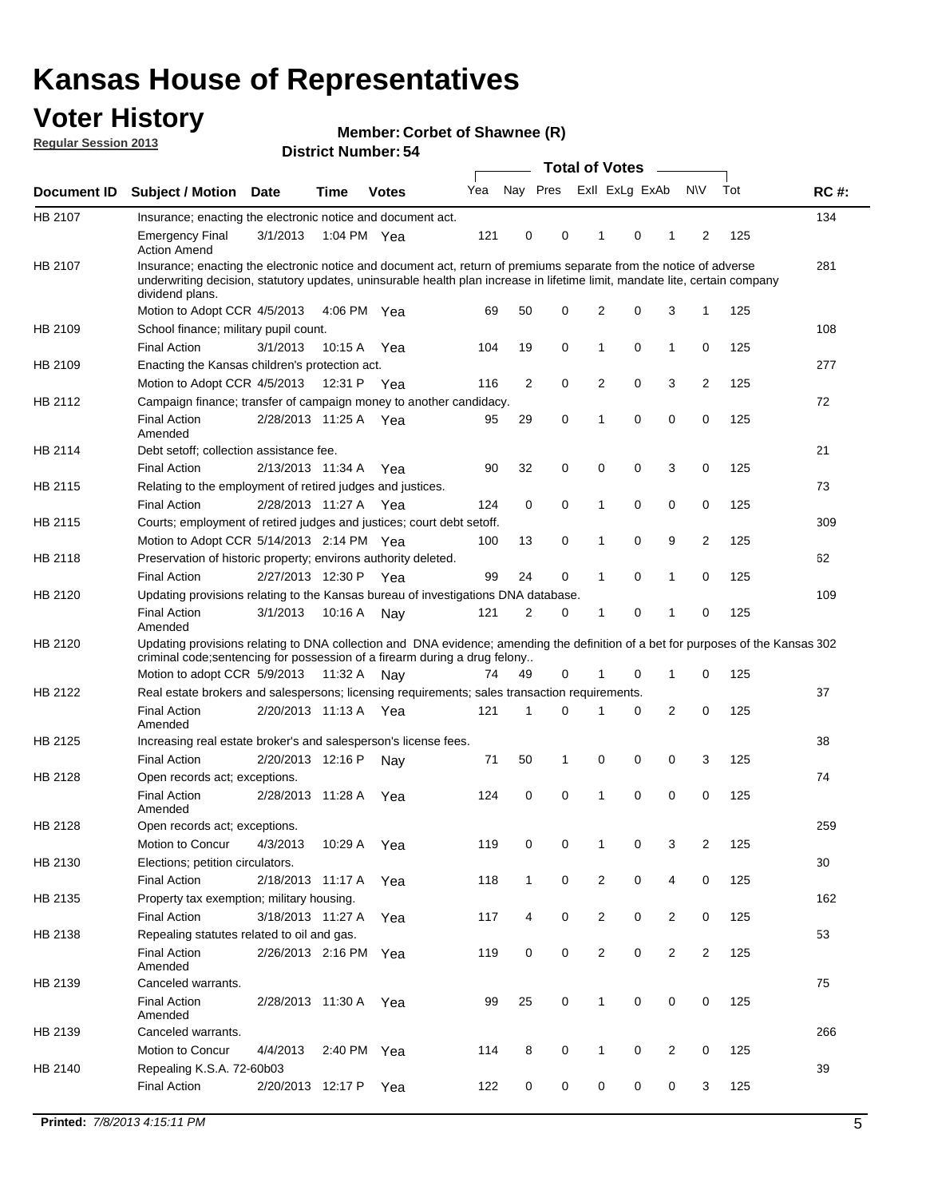# Kansas House of Representatives

## Voter History

**Regular Session 2013**

**Member: Corbet of Shawnee (R)**

**District Number: 54**

| Document ID | Subject / Motion | Date | Time | Votes | Yea | Nay | Pres | ExII | ExLg | ExAb | N\V | Tot | RC #: |
|---|---|---|---|---|---|---|---|---|---|---|---|---|---|
| HB 2107 | Insurance; enacting the electronic notice and document act. | | | | | | | | | | | | 134 |
| | Emergency Final Action Amend | 3/1/2013 | 1:04 PM | Yea | 121 | 0 | 0 | 1 | 0 | 1 | 2 | 125 | |
| HB 2107 | Insurance; enacting the electronic notice and document act, return of premiums separate from the notice of adverse underwriting decision, statutory updates, uninsurable health plan increase in lifetime limit, mandate lite, certain company dividend plans. | | | | | | | | | | | | 281 |
| | Motion to Adopt CCR | 4/5/2013 | 4:06 PM | Yea | 69 | 50 | 0 | 2 | 0 | 3 | 1 | 125 | |
| HB 2109 | School finance; military pupil count. | | | | | | | | | | | | 108 |
| | Final Action | 3/1/2013 | 10:15 A | Yea | 104 | 19 | 0 | 1 | 0 | 1 | 0 | 125 | |
| HB 2109 | Enacting the Kansas children's protection act. | | | | | | | | | | | | 277 |
| | Motion to Adopt CCR | 4/5/2013 | 12:31 P | Yea | 116 | 2 | 0 | 2 | 0 | 3 | 2 | 125 | |
| HB 2112 | Campaign finance; transfer of campaign money to another candidacy. | | | | | | | | | | | | 72 |
| | Final Action Amended | 2/28/2013 | 11:25 A | Yea | 95 | 29 | 0 | 1 | 0 | 0 | 0 | 125 | |
| HB 2114 | Debt setoff; collection assistance fee. | | | | | | | | | | | | 21 |
| | Final Action | 2/13/2013 | 11:34 A | Yea | 90 | 32 | 0 | 0 | 0 | 3 | 0 | 125 | |
| HB 2115 | Relating to the employment of retired judges and justices. | | | | | | | | | | | | 73 |
| | Final Action | 2/28/2013 | 11:27 A | Yea | 124 | 0 | 0 | 1 | 0 | 0 | 0 | 125 | |
| HB 2115 | Courts; employment of retired judges and justices; court debt setoff. | | | | | | | | | | | | 309 |
| | Motion to Adopt CCR | 5/14/2013 | 2:14 PM | Yea | 100 | 13 | 0 | 1 | 0 | 9 | 2 | 125 | |
| HB 2118 | Preservation of historic property; environs authority deleted. | | | | | | | | | | | | 62 |
| | Final Action | 2/27/2013 | 12:30 P | Yea | 99 | 24 | 0 | 1 | 0 | 1 | 0 | 125 | |
| HB 2120 | Updating provisions relating to the Kansas bureau of investigations DNA database. | | | | | | | | | | | | 109 |
| | Final Action Amended | 3/1/2013 | 10:16 A | Nay | 121 | 2 | 0 | 1 | 0 | 1 | 0 | 125 | |
| HB 2120 | Updating provisions relating to DNA collection and DNA evidence; amending the definition of a bet for purposes of the Kansas criminal code;sentencing for possession of a firearm during a drug felony.. | | | | | | | | | | | | 302 |
| | Motion to adopt CCR | 5/9/2013 | 11:32 A | Nay | 74 | 49 | 0 | 1 | 0 | 1 | 0 | 125 | |
| HB 2122 | Real estate brokers and salespersons; licensing requirements; sales transaction requirements. | | | | | | | | | | | | 37 |
| | Final Action Amended | 2/20/2013 | 11:13 A | Yea | 121 | 1 | 0 | 1 | 0 | 2 | 0 | 125 | |
| HB 2125 | Increasing real estate broker's and salesperson's license fees. | | | | | | | | | | | | 38 |
| | Final Action | 2/20/2013 | 12:16 P | Nay | 71 | 50 | 1 | 0 | 0 | 0 | 3 | 125 | |
| HB 2128 | Open records act; exceptions. | | | | | | | | | | | | 74 |
| | Final Action Amended | 2/28/2013 | 11:28 A | Yea | 124 | 0 | 0 | 1 | 0 | 0 | 0 | 125 | |
| HB 2128 | Open records act; exceptions. | | | | | | | | | | | | 259 |
| | Motion to Concur | 4/3/2013 | 10:29 A | Yea | 119 | 0 | 0 | 1 | 0 | 3 | 2 | 125 | |
| HB 2130 | Elections; petition circulators. | | | | | | | | | | | | 30 |
| | Final Action | 2/18/2013 | 11:17 A | Yea | 118 | 1 | 0 | 2 | 0 | 4 | 0 | 125 | |
| HB 2135 | Property tax exemption; military housing. | | | | | | | | | | | | 162 |
| | Final Action | 3/18/2013 | 11:27 A | Yea | 117 | 4 | 0 | 2 | 0 | 2 | 0 | 125 | |
| HB 2138 | Repealing statutes related to oil and gas. | | | | | | | | | | | | 53 |
| | Final Action Amended | 2/26/2013 | 2:16 PM | Yea | 119 | 0 | 0 | 2 | 0 | 2 | 2 | 125 | |
| HB 2139 | Canceled warrants. | | | | | | | | | | | | 75 |
| | Final Action Amended | 2/28/2013 | 11:30 A | Yea | 99 | 25 | 0 | 1 | 0 | 0 | 0 | 125 | |
| HB 2139 | Canceled warrants. | | | | | | | | | | | | 266 |
| | Motion to Concur | 4/4/2013 | 2:40 PM | Yea | 114 | 8 | 0 | 1 | 0 | 2 | 0 | 125 | |
| HB 2140 | Repealing K.S.A. 72-60b03 | | | | | | | | | | | | 39 |
| | Final Action | 2/20/2013 | 12:17 P | Yea | 122 | 0 | 0 | 0 | 0 | 0 | 3 | 125 | |

**Printed:** *7/8/2013 4:15:11 PM*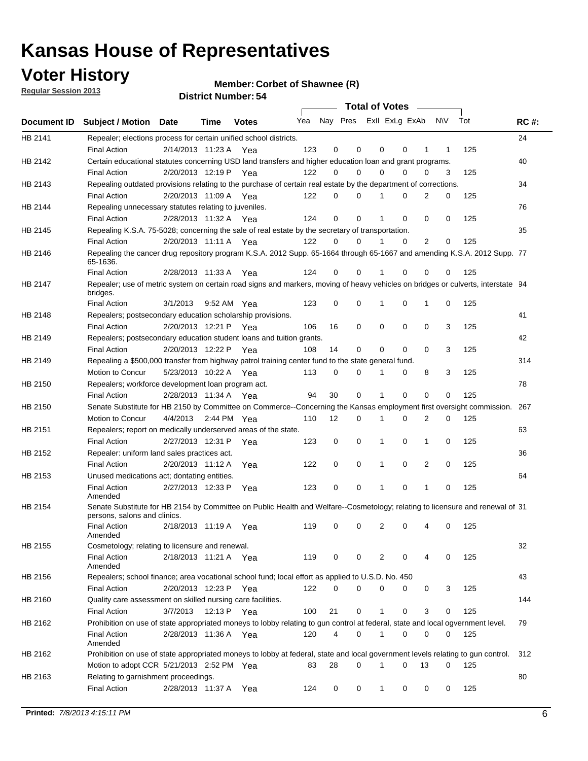# Kansas House of Representatives

## Voter History

**Regular Session 2013**

**Member: Corbet of Shawnee (R)**

**District Number: 54**

| Document ID | Subject / Motion | Date | Time | Votes | Yea | Nay | Pres | ExII | ExLg | ExAb | N\V | Tot | RC #: |
|---|---|---|---|---|---|---|---|---|---|---|---|---|---|
| HB 2141 | Repealer; elections process for certain unified school districts. | | | | | | | | | | | | 24 |
| | Final Action | 2/14/2013 | 11:23 A | Yea | 123 | 0 | 0 | 0 | 0 | 1 | 1 | 125 | |
| HB 2142 | Certain educational statutes concerning USD land transfers and higher education loan and grant programs. | | | | | | | | | | | | 40 |
| | Final Action | 2/20/2013 | 12:19 P | Yea | 122 | 0 | 0 | 0 | 0 | 0 | 3 | 125 | |
| HB 2143 | Repealing outdated provisions relating to the purchase of certain real estate by the department of corrections. | | | | | | | | | | | | 34 |
| | Final Action | 2/20/2013 | 11:09 A | Yea | 122 | 0 | 0 | 1 | 0 | 2 | 0 | 125 | |
| HB 2144 | Repealing unnecessary statutes relating to juveniles. | | | | | | | | | | | | 76 |
| | Final Action | 2/28/2013 | 11:32 A | Yea | 124 | 0 | 0 | 1 | 0 | 0 | 0 | 125 | |
| HB 2145 | Repealing K.S.A. 75-5028; concerning the sale of real estate by the secretary of transportation. | | | | | | | | | | | | 35 |
| | Final Action | 2/20/2013 | 11:11 A | Yea | 122 | 0 | 0 | 1 | 0 | 2 | 0 | 125 | |
| HB 2146 | Repealing the cancer drug repository program K.S.A. 2012 Supp. 65-1664 through 65-1667 and amending K.S.A. 2012 Supp. 65-1636. | | | | | | | | | | | | 77 |
| | Final Action | 2/28/2013 | 11:33 A | Yea | 124 | 0 | 0 | 1 | 0 | 0 | 0 | 125 | |
| HB 2147 | Repealer; use of metric system on certain road signs and markers, moving of heavy vehicles on bridges or culverts, interstate bridges. | | | | | | | | | | | | 94 |
| | Final Action | 3/1/2013 | 9:52 AM | Yea | 123 | 0 | 0 | 1 | 0 | 1 | 0 | 125 | |
| HB 2148 | Repealers; postsecondary education scholarship provisions. | | | | | | | | | | | | 41 |
| | Final Action | 2/20/2013 | 12:21 P | Yea | 106 | 16 | 0 | 0 | 0 | 0 | 3 | 125 | |
| HB 2149 | Repealers; postsecondary education student loans and tuition grants. | | | | | | | | | | | | 42 |
| | Final Action | 2/20/2013 | 12:22 P | Yea | 108 | 14 | 0 | 0 | 0 | 0 | 3 | 125 | |
| HB 2149 | Repealing a $500,000 transfer from highway patrol training center fund to the state general fund. | | | | | | | | | | | | 314 |
| | Motion to Concur | 5/23/2013 | 10:22 A | Yea | 113 | 0 | 0 | 1 | 0 | 8 | 3 | 125 | |
| HB 2150 | Repealers; workforce development loan program act. | | | | | | | | | | | | 78 |
| | Final Action | 2/28/2013 | 11:34 A | Yea | 94 | 30 | 0 | 1 | 0 | 0 | 0 | 125 | |
| HB 2150 | Senate Substitute for HB 2150 by Committee on Commerce--Concerning the Kansas employment first oversight commission. | | | | | | | | | | | | 267 |
| | Motion to Concur | 4/4/2013 | 2:44 PM | Yea | 110 | 12 | 0 | 1 | 0 | 2 | 0 | 125 | |
| HB 2151 | Repealers; report on medically underserved areas of the state. | | | | | | | | | | | | 63 |
| | Final Action | 2/27/2013 | 12:31 P | Yea | 123 | 0 | 0 | 1 | 0 | 1 | 0 | 125 | |
| HB 2152 | Repealer: uniform land sales practices act. | | | | | | | | | | | | 36 |
| | Final Action | 2/20/2013 | 11:12 A | Yea | 122 | 0 | 0 | 1 | 0 | 2 | 0 | 125 | |
| HB 2153 | Unused medications act; dontating entities. | | | | | | | | | | | | 64 |
| | Final Action Amended | 2/27/2013 | 12:33 P | Yea | 123 | 0 | 0 | 1 | 0 | 1 | 0 | 125 | |
| HB 2154 | Senate Substitute for HB 2154 by Committee on Public Health and Welfare--Cosmetology; relating to licensure and renewal of persons, salons and clinics. | | | | | | | | | | | | 31 |
| | Final Action Amended | 2/18/2013 | 11:19 A | Yea | 119 | 0 | 0 | 2 | 0 | 4 | 0 | 125 | |
| HB 2155 | Cosmetology; relating to licensure and renewal. | | | | | | | | | | | | 32 |
| | Final Action Amended | 2/18/2013 | 11:21 A | Yea | 119 | 0 | 0 | 2 | 0 | 4 | 0 | 125 | |
| HB 2156 | Repealers; school finance; area vocational school fund; local effort as applied to U.S.D. No. 450 | | | | | | | | | | | | 43 |
| | Final Action | 2/20/2013 | 12:23 P | Yea | 122 | 0 | 0 | 0 | 0 | 0 | 3 | 125 | |
| HB 2160 | Quality care assessment on skilled nursing care facilities. | | | | | | | | | | | | 144 |
| | Final Action | 3/7/2013 | 12:13 P | Yea | 100 | 21 | 0 | 1 | 0 | 3 | 0 | 125 | |
| HB 2162 | Prohibition on use of state appropriated moneys to lobby relating to gun control at federal, state and local ogvernment level. | | | | | | | | | | | | 79 |
| | Final Action Amended | 2/28/2013 | 11:36 A | Yea | 120 | 4 | 0 | 1 | 0 | 0 | 0 | 125 | |
| HB 2162 | Prohibition on use of state appropriated moneys to lobby at federal, state and local government levels relating to gun control. | | | | | | | | | | | | 312 |
| | Motion to adopt CCR | 5/21/2013 | 2:52 PM | Yea | 83 | 28 | 0 | 1 | 0 | 13 | 0 | 125 | |
| HB 2163 | Relating to garnishment proceedings. | | | | | | | | | | | | 80 |
| | Final Action | 2/28/2013 | 11:37 A | Yea | 124 | 0 | 0 | 1 | 0 | 0 | 0 | 125 | |

**Printed:** *7/8/2013 4:15:11 PM*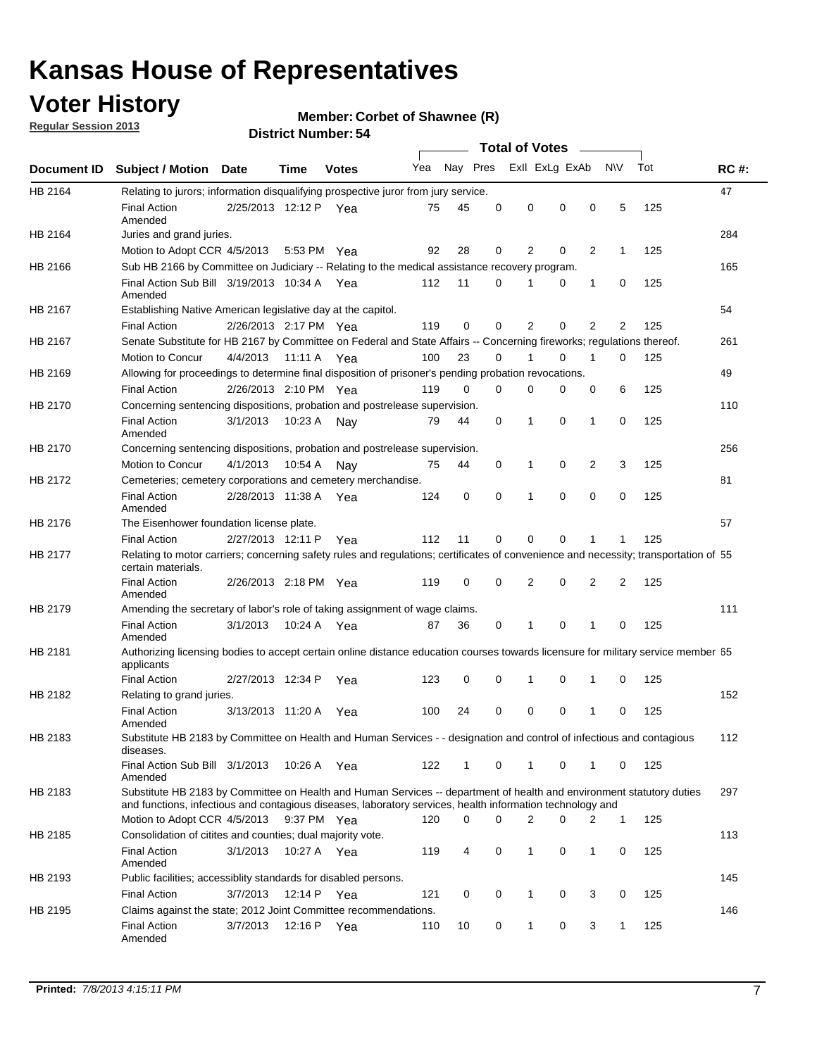# Kansas House of Representatives

## Voter History

**Regular Session 2013**

**Member: Corbet of Shawnee (R)**

**District Number: 54**

| Document ID | Subject / Motion | Date | Time | Votes | Yea | Nay | Pres | ExII | ExLg | ExAb | N\V | Tot | RC #: |
|---|---|---|---|---|---|---|---|---|---|---|---|---|---|
| HB 2164 | Relating to jurors; information disqualifying prospective juror from jury service. | | | | | | | | | | | | 47 |
| | Final Action Amended | 2/25/2013 | 12:12 P | Yea | 75 | 45 | 0 | 0 | 0 | 0 | 5 | 125 | |
| HB 2164 | Juries and grand juries. | | | | | | | | | | | | 284 |
| | Motion to Adopt CCR | 4/5/2013 | 5:53 PM | Yea | 92 | 28 | 0 | 2 | 0 | 2 | 1 | 125 | |
| HB 2166 | Sub HB 2166 by Committee on Judiciary -- Relating to the medical assistance recovery program. | | | | | | | | | | | | 165 |
| | Final Action Sub Bill Amended | 3/19/2013 | 10:34 A | Yea | 112 | 11 | 0 | 1 | 0 | 1 | 0 | 125 | |
| HB 2167 | Establishing Native American legislative day at the capitol. | | | | | | | | | | | | 54 |
| | Final Action | 2/26/2013 | 2:17 PM | Yea | 119 | 0 | 0 | 2 | 0 | 2 | 2 | 125 | |
| HB 2167 | Senate Substitute for HB 2167 by Committee on Federal and State Affairs -- Concerning fireworks; regulations thereof. | | | | | | | | | | | | 261 |
| | Motion to Concur | 4/4/2013 | 11:11 A | Yea | 100 | 23 | 0 | 1 | 0 | 1 | 0 | 125 | |
| HB 2169 | Allowing for proceedings to determine final disposition of prisoner's pending probation revocations. | | | | | | | | | | | | 49 |
| | Final Action | 2/26/2013 | 2:10 PM | Yea | 119 | 0 | 0 | 0 | 0 | 0 | 6 | 125 | |
| HB 2170 | Concerning sentencing dispositions, probation and postrelease supervision. | | | | | | | | | | | | 110 |
| | Final Action Amended | 3/1/2013 | 10:23 A | Nay | 79 | 44 | 0 | 1 | 0 | 1 | 0 | 125 | |
| HB 2170 | Concerning sentencing dispositions, probation and postrelease supervision. | | | | | | | | | | | | 256 |
| | Motion to Concur | 4/1/2013 | 10:54 A | Nay | 75 | 44 | 0 | 1 | 0 | 2 | 3 | 125 | |
| HB 2172 | Cemeteries; cemetery corporations and cemetery merchandise. | | | | | | | | | | | | 81 |
| | Final Action Amended | 2/28/2013 | 11:38 A | Yea | 124 | 0 | 0 | 1 | 0 | 0 | 0 | 125 | |
| HB 2176 | The Eisenhower foundation license plate. | | | | | | | | | | | | 57 |
| | Final Action | 2/27/2013 | 12:11 P | Yea | 112 | 11 | 0 | 0 | 0 | 1 | 1 | 125 | |
| HB 2177 | Relating to motor carriers; concerning safety rules and regulations; certificates of convenience and necessity; transportation of certain materials. | | | | | | | | | | | | 55 |
| | Final Action Amended | 2/26/2013 | 2:18 PM | Yea | 119 | 0 | 0 | 2 | 0 | 2 | 2 | 125 | |
| HB 2179 | Amending the secretary of labor's role of taking assignment of wage claims. | | | | | | | | | | | | 111 |
| | Final Action Amended | 3/1/2013 | 10:24 A | Yea | 87 | 36 | 0 | 1 | 0 | 1 | 0 | 125 | |
| HB 2181 | Authorizing licensing bodies to accept certain online distance education courses towards licensure for military service member applicants | | | | | | | | | | | | 65 |
| | Final Action | 2/27/2013 | 12:34 P | Yea | 123 | 0 | 0 | 1 | 0 | 1 | 0 | 125 | |
| HB 2182 | Relating to grand juries. | | | | | | | | | | | | 152 |
| | Final Action Amended | 3/13/2013 | 11:20 A | Yea | 100 | 24 | 0 | 0 | 0 | 1 | 0 | 125 | |
| HB 2183 | Substitute HB 2183 by Committee on Health and Human Services - - designation and control of infectious and contagious diseases. | | | | | | | | | | | | 112 |
| | Final Action Sub Bill Amended | 3/1/2013 | 10:26 A | Yea | 122 | 1 | 0 | 1 | 0 | 1 | 0 | 125 | |
| HB 2183 | Substitute HB 2183 by Committee on Health and Human Services -- department of health and environment statutory duties and functions, infectious and contagious diseases, laboratory services, health information technology and | | | | | | | | | | | | 297 |
| | Motion to Adopt CCR | 4/5/2013 | 9:37 PM | Yea | 120 | 0 | 0 | 2 | 0 | 2 | 1 | 125 | |
| HB 2185 | Consolidation of citites and counties; dual majority vote. | | | | | | | | | | | | 113 |
| | Final Action Amended | 3/1/2013 | 10:27 A | Yea | 119 | 4 | 0 | 1 | 0 | 1 | 0 | 125 | |
| HB 2193 | Public facilities; accessiblity standards for disabled persons. | | | | | | | | | | | | 145 |
| | Final Action | 3/7/2013 | 12:14 P | Yea | 121 | 0 | 0 | 1 | 0 | 3 | 0 | 125 | |
| HB 2195 | Claims against the state; 2012 Joint Committee recommendations. | | | | | | | | | | | | 146 |
| | Final Action Amended | 3/7/2013 | 12:16 P | Yea | 110 | 10 | 0 | 1 | 0 | 3 | 1 | 125 | |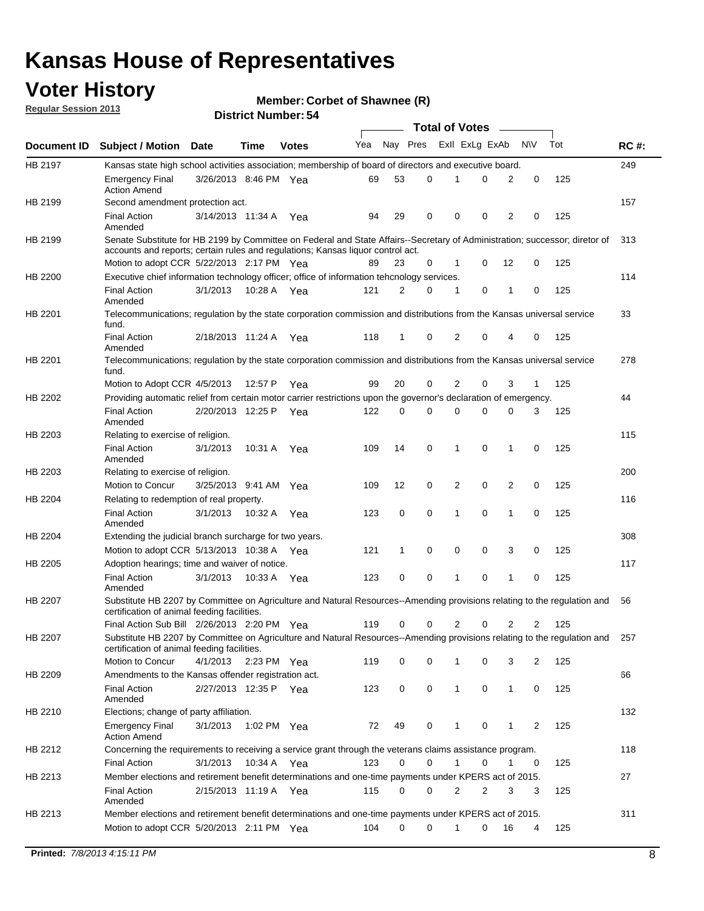# Kansas House of Representatives

## Voter History

**Regular Session 2013**

**Member: Corbet of Shawnee (R)**

**District Number: 54**

| Document ID | Subject / Motion | Date | Time | Votes | Yea | Nay | Pres | ExII | ExLg | ExAb | N\V | Tot | RC #: |
|---|---|---|---|---|---|---|---|---|---|---|---|---|---|
| HB 2197 | Kansas state high school activities association; membership of board of directors and executive board. | | | | | | | | | | | | 249 |
| | Emergency Final Action Amend | 3/26/2013 | 8:46 PM | Yea | 69 | 53 | 0 | 1 | 0 | 2 | 0 | 125 | |
| HB 2199 | Second amendment protection act. | | | | | | | | | | | | 157 |
| | Final Action Amended | 3/14/2013 | 11:34 A | Yea | 94 | 29 | 0 | 0 | 0 | 2 | 0 | 125 | |
| HB 2199 | Senate Substitute for HB 2199 by Committee on Federal and State Affairs--Secretary of Administration; successor; diretor of accounts and reports; certain rules and regulations; Kansas liquor control act. | | | | | | | | | | | | 313 |
| | Motion to adopt CCR | 5/22/2013 | 2:17 PM | Yea | 89 | 23 | 0 | 1 | 0 | 12 | 0 | 125 | |
| HB 2200 | Executive chief information technology officer; office of information tehcnology services. | | | | | | | | | | | | 114 |
| | Final Action Amended | 3/1/2013 | 10:28 A | Yea | 121 | 2 | 0 | 1 | 0 | 1 | 0 | 125 | |
| HB 2201 | Telecommunications; regulation by the state corporation commission and distributions from the Kansas universal service fund. | | | | | | | | | | | | 33 |
| | Final Action Amended | 2/18/2013 | 11:24 A | Yea | 118 | 1 | 0 | 2 | 0 | 4 | 0 | 125 | |
| HB 2201 | Telecommunications; regulation by the state corporation commission and distributions from the Kansas universal service fund. | | | | | | | | | | | | 278 |
| | Motion to Adopt CCR | 4/5/2013 | 12:57 P | Yea | 99 | 20 | 0 | 2 | 0 | 3 | 1 | 125 | |
| HB 2202 | Providing automatic relief from certain motor carrier restrictions upon the governor's declaration of emergency. | | | | | | | | | | | | 44 |
| | Final Action Amended | 2/20/2013 | 12:25 P | Yea | 122 | 0 | 0 | 0 | 0 | 0 | 3 | 125 | |
| HB 2203 | Relating to exercise of religion. | | | | | | | | | | | | 115 |
| | Final Action Amended | 3/1/2013 | 10:31 A | Yea | 109 | 14 | 0 | 1 | 0 | 1 | 0 | 125 | |
| HB 2203 | Relating to exercise of religion. | | | | | | | | | | | | 200 |
| | Motion to Concur | 3/25/2013 | 9:41 AM | Yea | 109 | 12 | 0 | 2 | 0 | 2 | 0 | 125 | |
| HB 2204 | Relating to redemption of real property. | | | | | | | | | | | | 116 |
| | Final Action Amended | 3/1/2013 | 10:32 A | Yea | 123 | 0 | 0 | 1 | 0 | 1 | 0 | 125 | |
| HB 2204 | Extending the judicial branch surcharge for two years. | | | | | | | | | | | | 308 |
| | Motion to adopt CCR | 5/13/2013 | 10:38 A | Yea | 121 | 1 | 0 | 0 | 0 | 3 | 0 | 125 | |
| HB 2205 | Adoption hearings; time and waiver of notice. | | | | | | | | | | | | 117 |
| | Final Action Amended | 3/1/2013 | 10:33 A | Yea | 123 | 0 | 0 | 1 | 0 | 1 | 0 | 125 | |
| HB 2207 | Substitute HB 2207 by Committee on Agriculture and Natural Resources--Amending provisions relating to the regulation and certification of animal feeding facilities. | | | | | | | | | | | | 56 |
| | Final Action Sub Bill | 2/26/2013 | 2:20 PM | Yea | 119 | 0 | 0 | 2 | 0 | 2 | 2 | 125 | |
| HB 2207 | Substitute HB 2207 by Committee on Agriculture and Natural Resources--Amending provisions relating to the regulation and certification of animal feeding facilities. | | | | | | | | | | | | 257 |
| | Motion to Concur | 4/1/2013 | 2:23 PM | Yea | 119 | 0 | 0 | 1 | 0 | 3 | 2 | 125 | |
| HB 2209 | Amendments to the Kansas offender registration act. | | | | | | | | | | | | 66 |
| | Final Action Amended | 2/27/2013 | 12:35 P | Yea | 123 | 0 | 0 | 1 | 0 | 1 | 0 | 125 | |
| HB 2210 | Elections; change of party affiliation. | | | | | | | | | | | | 132 |
| | Emergency Final Action Amend | 3/1/2013 | 1:02 PM | Yea | 72 | 49 | 0 | 1 | 0 | 1 | 2 | 125 | |
| HB 2212 | Concerning the requirements to receiving a service grant through the veterans claims assistance program. | | | | | | | | | | | | 118 |
| | Final Action | 3/1/2013 | 10:34 A | Yea | 123 | 0 | 0 | 1 | 0 | 1 | 0 | 125 | |
| HB 2213 | Member elections and retirement benefit determinations and one-time payments under KPERS act of 2015. | | | | | | | | | | | | 27 |
| | Final Action Amended | 2/15/2013 | 11:19 A | Yea | 115 | 0 | 0 | 2 | 2 | 3 | 3 | 125 | |
| HB 2213 | Member elections and retirement benefit determinations and one-time payments under KPERS act of 2015. | | | | | | | | | | | | 311 |
| | Motion to adopt CCR | 5/20/2013 | 2:11 PM | Yea | 104 | 0 | 0 | 1 | 0 | 16 | 4 | 125 | |

**Printed:** *7/8/2013 4:15:11 PM*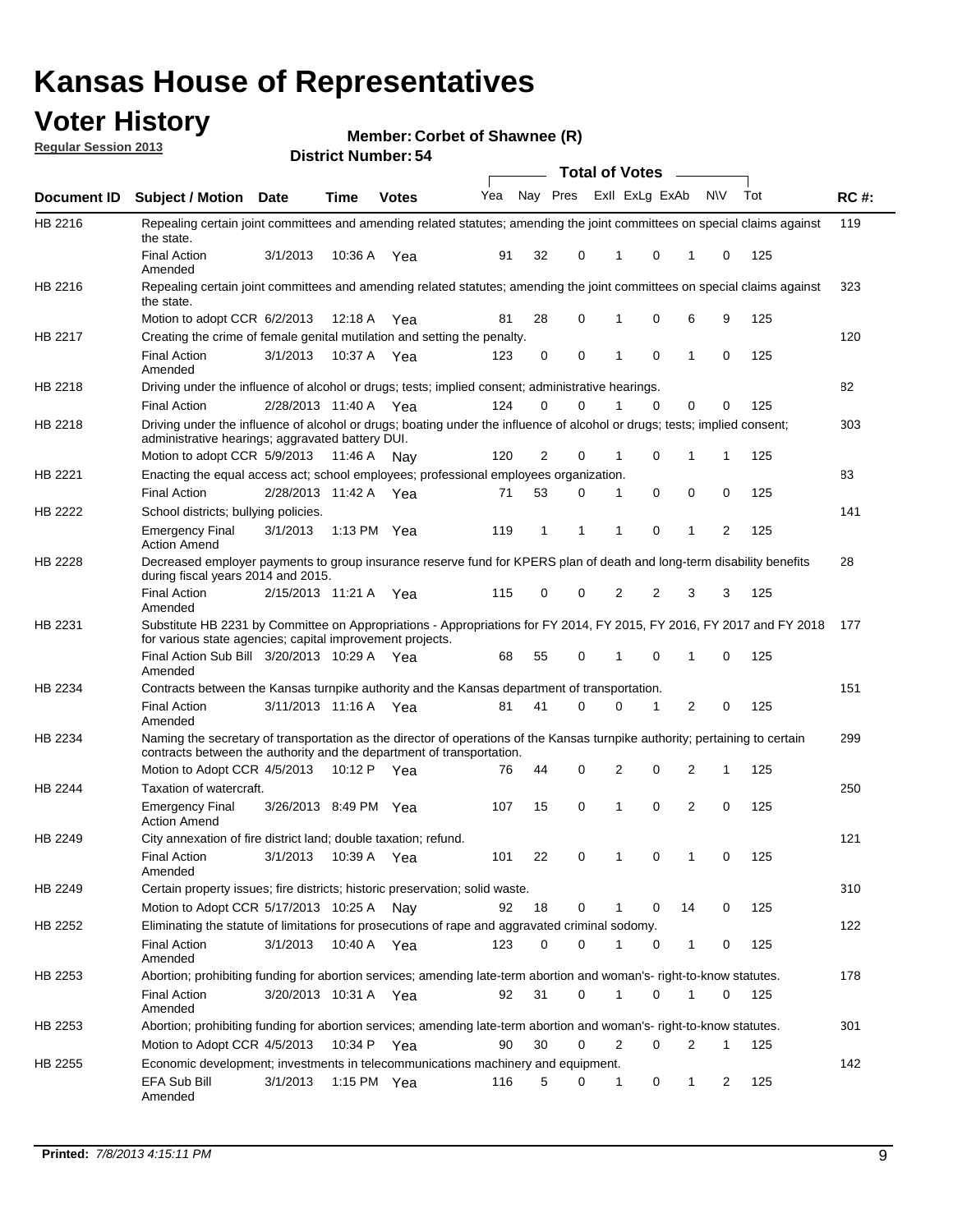# Kansas House of Representatives

## Voter History

**Regular Session 2013**

**Member: Corbet of Shawnee (R)**

**District Number: 54**

| Document ID | Subject / Motion | Date | Time | Votes | Yea | Nay | Pres | ExII | ExLg | ExAb | N\V | Tot | RC #: |
|---|---|---|---|---|---|---|---|---|---|---|---|---|---|
| HB 2216 | Repealing certain joint committees and amending related statutes; amending the joint committees on special claims against the state. | | | | | | | | | | | | 119 |
| | Final Action Amended | 3/1/2013 | 10:36 A | Yea | 91 | 32 | 0 | 1 | 0 | 1 | 0 | 125 | |
| HB 2216 | Repealing certain joint committees and amending related statutes; amending the joint committees on special claims against the state. | | | | | | | | | | | | 323 |
| | Motion to adopt CCR | 6/2/2013 | 12:18 A | Yea | 81 | 28 | 0 | 1 | 0 | 6 | 9 | 125 | |
| HB 2217 | Creating the crime of female genital mutilation and setting the penalty. | | | | | | | | | | | | 120 |
| | Final Action Amended | 3/1/2013 | 10:37 A | Yea | 123 | 0 | 0 | 1 | 0 | 1 | 0 | 125 | |
| HB 2218 | Driving under the influence of alcohol or drugs; tests; implied consent; administrative hearings. | | | | | | | | | | | | 82 |
| | Final Action | 2/28/2013 | 11:40 A | Yea | 124 | 0 | 0 | 1 | 0 | 0 | 0 | 125 | |
| HB 2218 | Driving under the influence of alcohol or drugs; boating under the influence of alcohol or drugs; tests; implied consent; administrative hearings; aggravated battery DUI. | | | | | | | | | | | | 303 |
| | Motion to adopt CCR | 5/9/2013 | 11:46 A | Nay | 120 | 2 | 0 | 1 | 0 | 1 | 1 | 125 | |
| HB 2221 | Enacting the equal access act; school employees; professional employees organization. | | | | | | | | | | | | 83 |
| | Final Action | 2/28/2013 | 11:42 A | Yea | 71 | 53 | 0 | 1 | 0 | 0 | 0 | 125 | |
| HB 2222 | School districts; bullying policies. | | | | | | | | | | | | 141 |
| | Emergency Final Action Amend | 3/1/2013 | 1:13 PM | Yea | 119 | 1 | 1 | 1 | 0 | 1 | 2 | 125 | |
| HB 2228 | Decreased employer payments to group insurance reserve fund for KPERS plan of death and long-term disability benefits during fiscal years 2014 and 2015. | | | | | | | | | | | | 28 |
| | Final Action Amended | 2/15/2013 | 11:21 A | Yea | 115 | 0 | 0 | 2 | 2 | 3 | 3 | 125 | |
| HB 2231 | Substitute HB 2231 by Committee on Appropriations - Appropriations for FY 2014, FY 2015, FY 2016, FY 2017 and FY 2018 for various state agencies; capital improvement projects. | | | | | | | | | | | | 177 |
| | Final Action Sub Bill Amended | 3/20/2013 | 10:29 A | Yea | 68 | 55 | 0 | 1 | 0 | 1 | 0 | 125 | |
| HB 2234 | Contracts between the Kansas turnpike authority and the Kansas department of transportation. | | | | | | | | | | | | 151 |
| | Final Action Amended | 3/11/2013 | 11:16 A | Yea | 81 | 41 | 0 | 0 | 1 | 2 | 0 | 125 | |
| HB 2234 | Naming the secretary of transportation as the director of operations of the Kansas turnpike authority; pertaining to certain contracts between the authority and the department of transportation. | | | | | | | | | | | | 299 |
| | Motion to Adopt CCR | 4/5/2013 | 10:12 P | Yea | 76 | 44 | 0 | 2 | 0 | 2 | 1 | 125 | |
| HB 2244 | Taxation of watercraft. | | | | | | | | | | | | 250 |
| | Emergency Final Action Amend | 3/26/2013 | 8:49 PM | Yea | 107 | 15 | 0 | 1 | 0 | 2 | 0 | 125 | |
| HB 2249 | City annexation of fire district land; double taxation; refund. | | | | | | | | | | | | 121 |
| | Final Action Amended | 3/1/2013 | 10:39 A | Yea | 101 | 22 | 0 | 1 | 0 | 1 | 0 | 125 | |
| HB 2249 | Certain property issues; fire districts; historic preservation; solid waste. | | | | | | | | | | | | 310 |
| | Motion to Adopt CCR | 5/17/2013 | 10:25 A | Nay | 92 | 18 | 0 | 1 | 0 | 14 | 0 | 125 | |
| HB 2252 | Eliminating the statute of limitations for prosecutions of rape and aggravated criminal sodomy. | | | | | | | | | | | | 122 |
| | Final Action Amended | 3/1/2013 | 10:40 A | Yea | 123 | 0 | 0 | 1 | 0 | 1 | 0 | 125 | |
| HB 2253 | Abortion; prohibiting funding for abortion services; amending late-term abortion and woman's- right-to-know statutes. | | | | | | | | | | | | 178 |
| | Final Action Amended | 3/20/2013 | 10:31 A | Yea | 92 | 31 | 0 | 1 | 0 | 1 | 0 | 125 | |
| HB 2253 | Abortion; prohibiting funding for abortion services; amending late-term abortion and woman's- right-to-know statutes. | | | | | | | | | | | | 301 |
| | Motion to Adopt CCR | 4/5/2013 | 10:34 P | Yea | 90 | 30 | 0 | 2 | 0 | 2 | 1 | 125 | |
| HB 2255 | Economic development; investments in telecommunications machinery and equipment. | | | | | | | | | | | | 142 |
| | EFA Sub Bill Amended | 3/1/2013 | 1:15 PM | Yea | 116 | 5 | 0 | 1 | 0 | 1 | 2 | 125 | |

**Printed:** *7/8/2013 4:15:11 PM*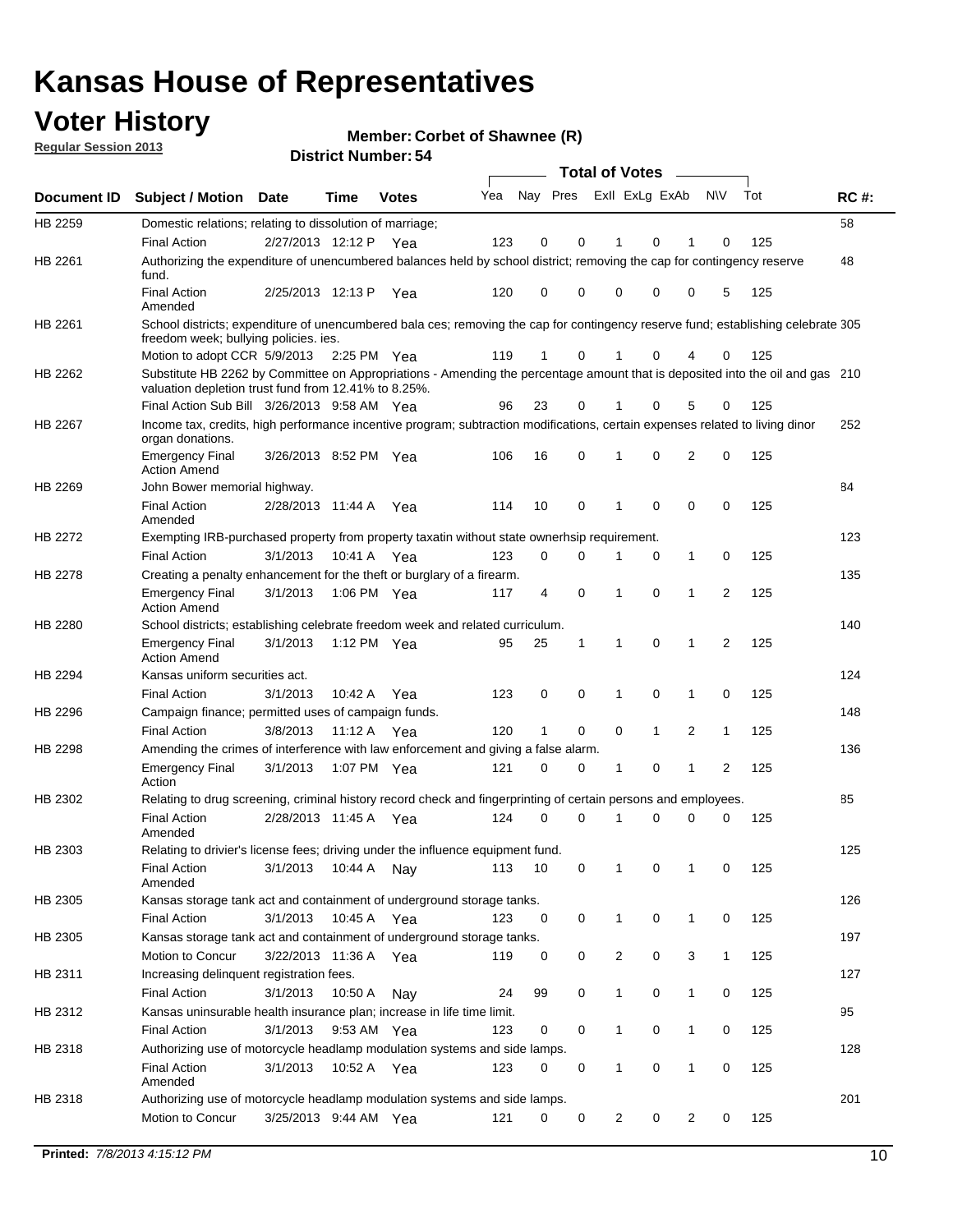# Kansas House of Representatives

## Voter History

**Regular Session 2013**

**Member: Corbet of Shawnee (R)**

**District Number: 54**

| Document ID | Subject / Motion | Date | Time | Votes | Yea | Nay | Pres | ExII | ExLg | ExAb | N\V | Tot | RC #: |
|---|---|---|---|---|---|---|---|---|---|---|---|---|---|
| HB 2259 | Domestic relations; relating to dissolution of marriage; | | | | | | | | | | | | 58 |
| | Final Action | 2/27/2013 | 12:12 P | Yea | 123 | 0 | 0 | 1 | 0 | 1 | 0 | 125 | |
| HB 2261 | Authorizing the expenditure of unencumbered balances held by school district; removing the cap for contingency reserve fund. | | | | | | | | | | | | 48 |
| | Final Action Amended | 2/25/2013 | 12:13 P | Yea | 120 | 0 | 0 | 0 | 0 | 0 | 5 | 125 | |
| HB 2261 | School districts; expenditure of unencumbered bala ces; removing the cap for contingency reserve fund; establishing celebrate freedom week; bullying policies. ies. | | | | | | | | | | | | 305 |
| | Motion to adopt CCR | 5/9/2013 | 2:25 PM | Yea | 119 | 1 | 0 | 1 | 0 | 4 | 0 | 125 | |
| HB 2262 | Substitute HB 2262 by Committee on Appropriations - Amending the percentage amount that is deposited into the oil and gas valuation depletion trust fund from 12.41% to 8.25%. | | | | | | | | | | | | 210 |
| | Final Action Sub Bill | 3/26/2013 | 9:58 AM | Yea | 96 | 23 | 0 | 1 | 0 | 5 | 0 | 125 | |
| HB 2267 | Income tax, credits, high performance incentive program; subtraction modifications, certain expenses related to living dinor organ donations. | | | | | | | | | | | | 252 |
| | Emergency Final Action Amend | 3/26/2013 | 8:52 PM | Yea | 106 | 16 | 0 | 1 | 0 | 2 | 0 | 125 | |
| HB 2269 | John Bower memorial highway. | | | | | | | | | | | | 84 |
| | Final Action Amended | 2/28/2013 | 11:44 A | Yea | 114 | 10 | 0 | 1 | 0 | 0 | 0 | 125 | |
| HB 2272 | Exempting IRB-purchased property from property taxatin without state ownerhsip requirement. | | | | | | | | | | | | 123 |
| | Final Action | 3/1/2013 | 10:41 A | Yea | 123 | 0 | 0 | 1 | 0 | 1 | 0 | 125 | |
| HB 2278 | Creating a penalty enhancement for the theft or burglary of a firearm. | | | | | | | | | | | | 135 |
| | Emergency Final Action Amend | 3/1/2013 | 1:06 PM | Yea | 117 | 4 | 0 | 1 | 0 | 1 | 2 | 125 | |
| HB 2280 | School districts; establishing celebrate freedom week and related curriculum. | | | | | | | | | | | | 140 |
| | Emergency Final Action Amend | 3/1/2013 | 1:12 PM | Yea | 95 | 25 | 1 | 1 | 0 | 1 | 2 | 125 | |
| HB 2294 | Kansas uniform securities act. | | | | | | | | | | | | 124 |
| | Final Action | 3/1/2013 | 10:42 A | Yea | 123 | 0 | 0 | 1 | 0 | 1 | 0 | 125 | |
| HB 2296 | Campaign finance; permitted uses of campaign funds. | | | | | | | | | | | | 148 |
| | Final Action | 3/8/2013 | 11:12 A | Yea | 120 | 1 | 0 | 0 | 1 | 2 | 1 | 125 | |
| HB 2298 | Amending the crimes of interference with law enforcement and giving a false alarm. | | | | | | | | | | | | 136 |
| | Emergency Final Action | 3/1/2013 | 1:07 PM | Yea | 121 | 0 | 0 | 1 | 0 | 1 | 2 | 125 | |
| HB 2302 | Relating to drug screening, criminal history record check and fingerprinting of certain persons and employees. | | | | | | | | | | | | 85 |
| | Final Action Amended | 2/28/2013 | 11:45 A | Yea | 124 | 0 | 0 | 1 | 0 | 0 | 0 | 125 | |
| HB 2303 | Relating to drivier's license fees; driving under the influence equipment fund. | | | | | | | | | | | | 125 |
| | Final Action Amended | 3/1/2013 | 10:44 A | Nay | 113 | 10 | 0 | 1 | 0 | 1 | 0 | 125 | |
| HB 2305 | Kansas storage tank act and containment of underground storage tanks. | | | | | | | | | | | | 126 |
| | Final Action | 3/1/2013 | 10:45 A | Yea | 123 | 0 | 0 | 1 | 0 | 1 | 0 | 125 | |
| HB 2305 | Kansas storage tank act and containment of underground storage tanks. | | | | | | | | | | | | 197 |
| | Motion to Concur | 3/22/2013 | 11:36 A | Yea | 119 | 0 | 0 | 2 | 0 | 3 | 1 | 125 | |
| HB 2311 | Increasing delinquent registration fees. | | | | | | | | | | | | 127 |
| | Final Action | 3/1/2013 | 10:50 A | Nay | 24 | 99 | 0 | 1 | 0 | 1 | 0 | 125 | |
| HB 2312 | Kansas uninsurable health insurance plan; increase in life time limit. | | | | | | | | | | | | 95 |
| | Final Action | 3/1/2013 | 9:53 AM | Yea | 123 | 0 | 0 | 1 | 0 | 1 | 0 | 125 | |
| HB 2318 | Authorizing use of motorcycle headlamp modulation systems and side lamps. | | | | | | | | | | | | 128 |
| | Final Action Amended | 3/1/2013 | 10:52 A | Yea | 123 | 0 | 0 | 1 | 0 | 1 | 0 | 125 | |
| HB 2318 | Authorizing use of motorcycle headlamp modulation systems and side lamps. | | | | | | | | | | | | 201 |
| | Motion to Concur | 3/25/2013 | 9:44 AM | Yea | 121 | 0 | 0 | 2 | 0 | 2 | 0 | 125 | |

**Printed:** *7/8/2013 4:15:12 PM*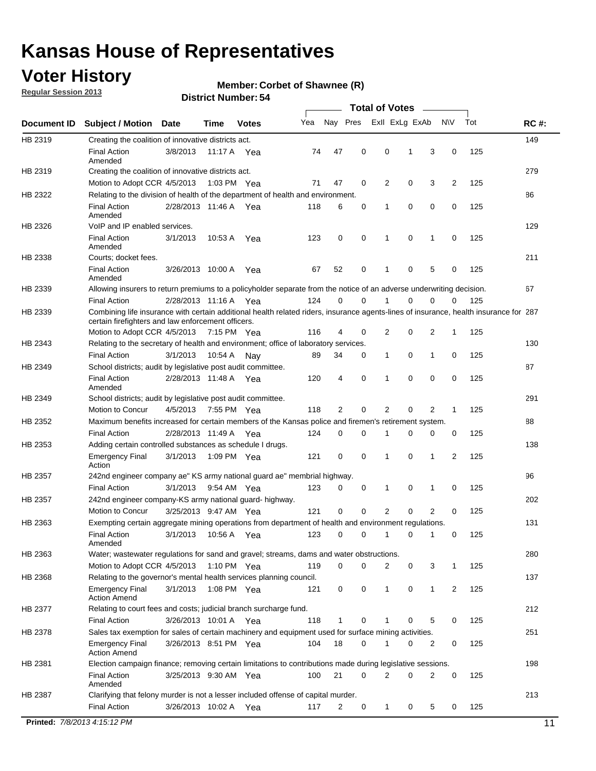# Kansas House of Representatives

## Voter History

**Regular Session 2013**

**Member: Corbet of Shawnee (R)**

**District Number: 54**

| Document ID | Subject / Motion | Date | Time | Votes | Yea | Nay | Pres | ExII | ExLg | ExAb | N\V | Tot | RC #: |
|---|---|---|---|---|---|---|---|---|---|---|---|---|---|
| HB 2319 | Creating the coalition of innovative districts act. | | | | | | | | | | | | 149 |
| | Final Action Amended | 3/8/2013 | 11:17 A | Yea | 74 | 47 | 0 | 0 | 1 | 3 | 0 | 125 | |
| HB 2319 | Creating the coalition of innovative districts act. | | | | | | | | | | | | 279 |
| | Motion to Adopt CCR | 4/5/2013 | 1:03 PM | Yea | 71 | 47 | 0 | 2 | 0 | 3 | 2 | 125 | |
| HB 2322 | Relating to the division of health of the department of health and environment. | | | | | | | | | | | | 86 |
| | Final Action Amended | 2/28/2013 | 11:46 A | Yea | 118 | 6 | 0 | 1 | 0 | 0 | 0 | 125 | |
| HB 2326 | VoIP and IP enabled services. | | | | | | | | | | | | 129 |
| | Final Action Amended | 3/1/2013 | 10:53 A | Yea | 123 | 0 | 0 | 1 | 0 | 1 | 0 | 125 | |
| HB 2338 | Courts; docket fees. | | | | | | | | | | | | 211 |
| | Final Action Amended | 3/26/2013 | 10:00 A | Yea | 67 | 52 | 0 | 1 | 0 | 5 | 0 | 125 | |
| HB 2339 | Allowing insurers to return premiums to a policyholder separate from the notice of an adverse underwriting decision. | | | | | | | | | | | | 67 |
| | Final Action | 2/28/2013 | 11:16 A | Yea | 124 | 0 | 0 | 1 | 0 | 0 | 0 | 125 | |
| HB 2339 | Combining life insurance with certain additional health related riders, insurance agents-lines of insurance, health insurance for certain firefighters and law enforcement officers. | | | | | | | | | | | | 287 |
| | Motion to Adopt CCR | 4/5/2013 | 7:15 PM | Yea | 116 | 4 | 0 | 2 | 0 | 2 | 1 | 125 | |
| HB 2343 | Relating to the secretary of health and environment; office of laboratory services. | | | | | | | | | | | | 130 |
| | Final Action | 3/1/2013 | 10:54 A | Nay | 89 | 34 | 0 | 1 | 0 | 1 | 0 | 125 | |
| HB 2349 | School districts; audit by legislative post audit committee. | | | | | | | | | | | | 87 |
| | Final Action Amended | 2/28/2013 | 11:48 A | Yea | 120 | 4 | 0 | 1 | 0 | 0 | 0 | 125 | |
| HB 2349 | School districts; audit by legislative post audit committee. | | | | | | | | | | | | 291 |
| | Motion to Concur | 4/5/2013 | 7:55 PM | Yea | 118 | 2 | 0 | 2 | 0 | 2 | 1 | 125 | |
| HB 2352 | Maximum benefits increased for certain members of the Kansas police and firemen's retirement system. | | | | | | | | | | | | 88 |
| | Final Action | 2/28/2013 | 11:49 A | Yea | 124 | 0 | 0 | 1 | 0 | 0 | 0 | 125 | |
| HB 2353 | Adding certain controlled substances as schedule I drugs. | | | | | | | | | | | | 138 |
| | Emergency Final Action | 3/1/2013 | 1:09 PM | Yea | 121 | 0 | 0 | 1 | 0 | 1 | 2 | 125 | |
| HB 2357 | 242nd engineer company ae" KS army national guard ae" membrial highway. | | | | | | | | | | | | 96 |
| | Final Action | 3/1/2013 | 9:54 AM | Yea | 123 | 0 | 0 | 1 | 0 | 1 | 0 | 125 | |
| HB 2357 | 242nd engineer company-KS army national guard- highway. | | | | | | | | | | | | 202 |
| | Motion to Concur | 3/25/2013 | 9:47 AM | Yea | 121 | 0 | 0 | 2 | 0 | 2 | 0 | 125 | |
| HB 2363 | Exempting certain aggregate mining operations from department of health and environment regulations. | | | | | | | | | | | | 131 |
| | Final Action Amended | 3/1/2013 | 10:56 A | Yea | 123 | 0 | 0 | 1 | 0 | 1 | 0 | 125 | |
| HB 2363 | Water; wastewater regulations for sand and gravel; streams, dams and water obstructions. | | | | | | | | | | | | 280 |
| | Motion to Adopt CCR | 4/5/2013 | 1:10 PM | Yea | 119 | 0 | 0 | 2 | 0 | 3 | 1 | 125 | |
| HB 2368 | Relating to the governor's mental health services planning council. | | | | | | | | | | | | 137 |
| | Emergency Final Action Amend | 3/1/2013 | 1:08 PM | Yea | 121 | 0 | 0 | 1 | 0 | 1 | 2 | 125 | |
| HB 2377 | Relating to court fees and costs; judicial branch surcharge fund. | | | | | | | | | | | | 212 |
| | Final Action | 3/26/2013 | 10:01 A | Yea | 118 | 1 | 0 | 1 | 0 | 5 | 0 | 125 | |
| HB 2378 | Sales tax exemption for sales of certain machinery and equipment used for surface mining activities. | | | | | | | | | | | | 251 |
| | Emergency Final Action Amend | 3/26/2013 | 8:51 PM | Yea | 104 | 18 | 0 | 1 | 0 | 2 | 0 | 125 | |
| HB 2381 | Election campaign finance; removing certain limitations to contributions made during legislative sessions. | | | | | | | | | | | | 198 |
| | Final Action Amended | 3/25/2013 | 9:30 AM | Yea | 100 | 21 | 0 | 2 | 0 | 2 | 0 | 125 | |
| HB 2387 | Clarifying that felony murder is not a lesser included offense of capital murder. | | | | | | | | | | | | 213 |
| | Final Action | 3/26/2013 | 10:02 A | Yea | 117 | 2 | 0 | 1 | 0 | 5 | 0 | 125 | |

**Printed:** *7/8/2013 4:15:12 PM*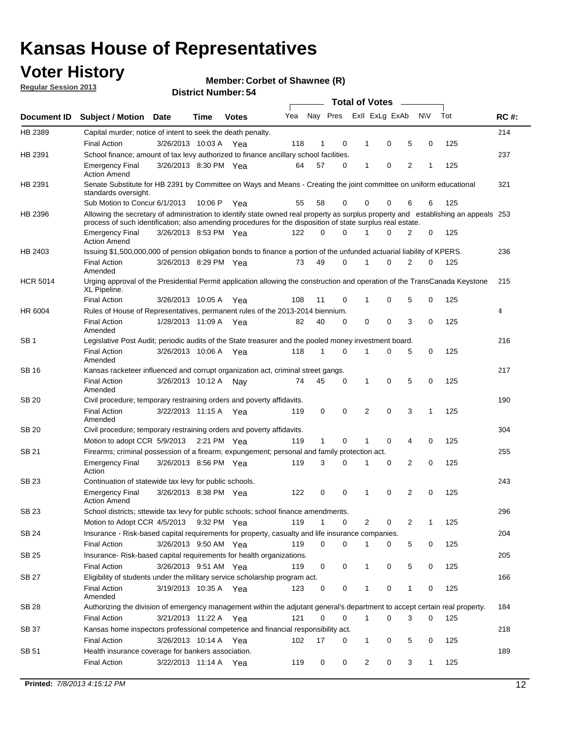# Kansas House of Representatives

## Voter History

**Regular Session 2013**

**Member: Corbet of Shawnee (R)**

**District Number: 54**

| Document ID | Subject / Motion | Date | Time | Votes | Yea | Nay | Pres | ExII | ExLg | ExAb | N\V | Tot | RC #: |
|---|---|---|---|---|---|---|---|---|---|---|---|---|---|
| HB 2389 | Capital murder; notice of intent to seek the death penalty. | | | | | | | | | | | | 214 |
| | Final Action | 3/26/2013 | 10:03 A | Yea | 118 | 1 | 0 | 1 | 0 | 5 | 0 | 125 | |
| HB 2391 | School finance; amount of tax levy authorized to finance ancillary school facilities. | | | | | | | | | | | | 237 |
| | Emergency Final Action Amend | 3/26/2013 | 8:30 PM | Yea | 64 | 57 | 0 | 1 | 0 | 2 | 1 | 125 | |
| HB 2391 | Senate Substitute for HB 2391 by Committee on Ways and Means - Creating the joint committee on uniform educational standards oversight. | | | | | | | | | | | | 321 |
| | Sub Motion to Concur | 6/1/2013 | 10:06 P | Yea | 55 | 58 | 0 | 0 | 0 | 6 | 6 | 125 | |
| HB 2396 | Allowing the secretary of administration to identify state owned real property as surplus property and establishing an appeals process of such identification; also amending procedures for the disposition of state surplus real estate. | | | | | | | | | | | | 253 |
| | Emergency Final Action Amend | 3/26/2013 | 8:53 PM | Yea | 122 | 0 | 0 | 1 | 0 | 2 | 0 | 125 | |
| HB 2403 | Issuing $1,500,000,000 of pension obligation bonds to finance a portion of the unfunded actuarial liability of KPERS. | | | | | | | | | | | | 236 |
| | Final Action Amended | 3/26/2013 | 8:29 PM | Yea | 73 | 49 | 0 | 1 | 0 | 2 | 0 | 125 | |
| HCR 5014 | Urging approval of the Presidential Permit application allowing the construction and operation of the TransCanada Keystone XL Pipeline. | | | | | | | | | | | | 215 |
| | Final Action | 3/26/2013 | 10:05 A | Yea | 108 | 11 | 0 | 1 | 0 | 5 | 0 | 125 | |
| HR 6004 | Rules of House of Representatives, permanent rules of the 2013-2014 biennium. | | | | | | | | | | | | 4 |
| | Final Action Amended | 1/28/2013 | 11:09 A | Yea | 82 | 40 | 0 | 0 | 0 | 3 | 0 | 125 | |
| SB 1 | Legislative Post Audit; periodic audits of the State treasurer and the pooled money investment board. | | | | | | | | | | | | 216 |
| | Final Action Amended | 3/26/2013 | 10:06 A | Yea | 118 | 1 | 0 | 1 | 0 | 5 | 0 | 125 | |
| SB 16 | Kansas racketeer influenced and corrupt organization act, criminal street gangs. | | | | | | | | | | | | 217 |
| | Final Action Amended | 3/26/2013 | 10:12 A | Nay | 74 | 45 | 0 | 1 | 0 | 5 | 0 | 125 | |
| SB 20 | Civil procedure; temporary restraining orders and poverty affidavits. | | | | | | | | | | | | 190 |
| | Final Action Amended | 3/22/2013 | 11:15 A | Yea | 119 | 0 | 0 | 2 | 0 | 3 | 1 | 125 | |
| SB 20 | Civil procedure; temporary restraining orders and poverty affidavits. | | | | | | | | | | | | 304 |
| | Motion to adopt CCR | 5/9/2013 | 2:21 PM | Yea | 119 | 1 | 0 | 1 | 0 | 4 | 0 | 125 | |
| SB 21 | Firearms; criminal possession of a firearm; expungement; personal and family protection act. | | | | | | | | | | | | 255 |
| | Emergency Final Action | 3/26/2013 | 8:56 PM | Yea | 119 | 3 | 0 | 1 | 0 | 2 | 0 | 125 | |
| SB 23 | Continuation of statewide tax levy for public schools. | | | | | | | | | | | | 243 |
| | Emergency Final Action Amend | 3/26/2013 | 8:38 PM | Yea | 122 | 0 | 0 | 1 | 0 | 2 | 0 | 125 | |
| SB 23 | School districts; sttewide tax levy for public schools; school finance amendments. | | | | | | | | | | | | 296 |
| | Motion to Adopt CCR | 4/5/2013 | 9:32 PM | Yea | 119 | 1 | 0 | 2 | 0 | 2 | 1 | 125 | |
| SB 24 | Insurance - Risk-based capital requirements for property, casualty and life insurance companies. | | | | | | | | | | | | 204 |
| | Final Action | 3/26/2013 | 9:50 AM | Yea | 119 | 0 | 0 | 1 | 0 | 5 | 0 | 125 | |
| SB 25 | Insurance- Risk-based capital requirements for health organizations. | | | | | | | | | | | | 205 |
| | Final Action | 3/26/2013 | 9:51 AM | Yea | 119 | 0 | 0 | 1 | 0 | 5 | 0 | 125 | |
| SB 27 | Eligibility of students under the military service scholarship program act. | | | | | | | | | | | | 166 |
| | Final Action Amended | 3/19/2013 | 10:35 A | Yea | 123 | 0 | 0 | 1 | 0 | 1 | 0 | 125 | |
| SB 28 | Authorizing the division of emergency management within the adjutant general's department to accept certain real property. | | | | | | | | | | | | 184 |
| | Final Action | 3/21/2013 | 11:22 A | Yea | 121 | 0 | 0 | 1 | 0 | 3 | 0 | 125 | |
| SB 37 | Kansas home inspectors professional competence and financial responsibility act. | | | | | | | | | | | | 218 |
| | Final Action | 3/26/2013 | 10:14 A | Yea | 102 | 17 | 0 | 1 | 0 | 5 | 0 | 125 | |
| SB 51 | Health insurance coverage for bankers association. | | | | | | | | | | | | 189 |
| | Final Action | 3/22/2013 | 11:14 A | Yea | 119 | 0 | 0 | 2 | 0 | 3 | 1 | 125 | |

**Printed:** 7/8/2013 4:15:12 PM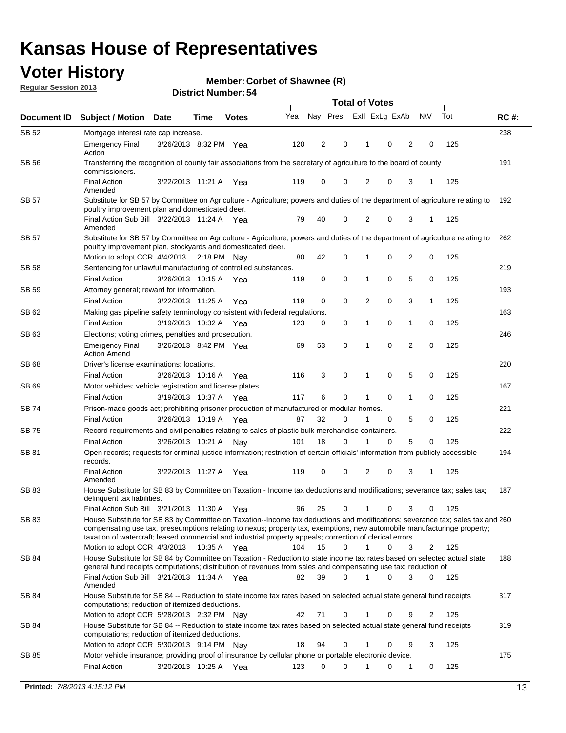# Kansas House of Representatives

## Voter History

**Regular Session 2013**

**Member: Corbet of Shawnee (R)**

**District Number: 54**

| Document ID | Subject / Motion | Date | Time | Votes | Yea | Nay | Pres | ExII | ExLg | ExAb | N\V | Tot | RC #: |
|---|---|---|---|---|---|---|---|---|---|---|---|---|---|
| SB 52 | Mortgage interest rate cap increase. | | | | | | | | | | | | 238 |
| | Emergency Final Action | 3/26/2013 | 8:32 PM | Yea | 120 | 2 | 0 | 1 | 0 | 2 | 0 | 125 | |
| SB 56 | Transferring the recognition of county fair associations from the secretary of agriculture to the board of county commissioners. | | | | | | | | | | | | 191 |
| | Final Action Amended | 3/22/2013 | 11:21 A | Yea | 119 | 0 | 0 | 2 | 0 | 3 | 1 | 125 | |
| SB 57 | Substitute for SB 57 by Committee on Agriculture - Agriculture; powers and duties of the department of agriculture relating to poultry improvement plan and domesticated deer. | | | | | | | | | | | | 192 |
| | Final Action Sub Bill Amended | 3/22/2013 | 11:24 A | Yea | 79 | 40 | 0 | 2 | 0 | 3 | 1 | 125 | |
| SB 57 | Substitute for SB 57 by Committee on Agriculture - Agriculture; powers and duties of the department of agriculture relating to poultry improvement plan, stockyards and domesticated deer. | | | | | | | | | | | | 262 |
| | Motion to adopt CCR | 4/4/2013 | 2:18 PM | Nay | 80 | 42 | 0 | 1 | 0 | 2 | 0 | 125 | |
| SB 58 | Sentencing for unlawful manufacturing of controlled substances. | | | | | | | | | | | | 219 |
| | Final Action | 3/26/2013 | 10:15 A | Yea | 119 | 0 | 0 | 1 | 0 | 5 | 0 | 125 | |
| SB 59 | Attorney general; reward for information. | | | | | | | | | | | | 193 |
| | Final Action | 3/22/2013 | 11:25 A | Yea | 119 | 0 | 0 | 2 | 0 | 3 | 1 | 125 | |
| SB 62 | Making gas pipeline safety terminology consistent with federal regulations. | | | | | | | | | | | | 163 |
| | Final Action | 3/19/2013 | 10:32 A | Yea | 123 | 0 | 0 | 1 | 0 | 1 | 0 | 125 | |
| SB 63 | Elections; voting crimes, penalties and prosecution. | | | | | | | | | | | | 246 |
| | Emergency Final Action Amend | 3/26/2013 | 8:42 PM | Yea | 69 | 53 | 0 | 1 | 0 | 2 | 0 | 125 | |
| SB 68 | Driver's license examinations; locations. | | | | | | | | | | | | 220 |
| | Final Action | 3/26/2013 | 10:16 A | Yea | 116 | 3 | 0 | 1 | 0 | 5 | 0 | 125 | |
| SB 69 | Motor vehicles; vehicle registration and license plates. | | | | | | | | | | | | 167 |
| | Final Action | 3/19/2013 | 10:37 A | Yea | 117 | 6 | 0 | 1 | 0 | 1 | 0 | 125 | |
| SB 74 | Prison-made goods act; prohibiting prisoner production of manufactured or modular homes. | | | | | | | | | | | | 221 |
| | Final Action | 3/26/2013 | 10:19 A | Yea | 87 | 32 | 0 | 1 | 0 | 5 | 0 | 125 | |
| SB 75 | Record requirements and civil penalties relating to sales of plastic bulk merchandise containers. | | | | | | | | | | | | 222 |
| | Final Action | 3/26/2013 | 10:21 A | Nay | 101 | 18 | 0 | 1 | 0 | 5 | 0 | 125 | |
| SB 81 | Open records; requests for criminal justice information; restriction of certain officials' information from publicly accessible records. | | | | | | | | | | | | 194 |
| | Final Action Amended | 3/22/2013 | 11:27 A | Yea | 119 | 0 | 0 | 2 | 0 | 3 | 1 | 125 | |
| SB 83 | House Substitute for SB 83 by Committee on Taxation - Income tax deductions and modifications; severance tax; sales tax; delinquent tax liabilities. | | | | | | | | | | | | 187 |
| | Final Action Sub Bill | 3/21/2013 | 11:30 A | Yea | 96 | 25 | 0 | 1 | 0 | 3 | 0 | 125 | |
| SB 83 | House Substitute for SB 83 by Committee on Taxation--Income tax deductions and modifications; severance tax; sales tax and compensating use tax, preseumptions relating to nexus; property tax, exemptions, new automobile manufacturinge property; taxation of watercraft; leased commercial and industrial property appeals; correction of clerical errors . | | | | | | | | | | | | 260 |
| | Motion to adopt CCR | 4/3/2013 | 10:35 A | Yea | 104 | 15 | 0 | 1 | 0 | 3 | 2 | 125 | |
| SB 84 | House Substitute for SB 84 by Committee on Taxation - Reduction to state income tax rates based on selected actual state general fund receipts computations; distribution of revenues from sales and compensating use tax; reduction of | | | | | | | | | | | | 188 |
| | Final Action Sub Bill Amended | 3/21/2013 | 11:34 A | Yea | 82 | 39 | 0 | 1 | 0 | 3 | 0 | 125 | |
| SB 84 | House Substitute for SB 84 -- Reduction to state income tax rates based on selected actual state general fund receipts computations; reduction of itemized deductions. | | | | | | | | | | | | 317 |
| | Motion to adopt CCR | 5/28/2013 | 2:32 PM | Nay | 42 | 71 | 0 | 1 | 0 | 9 | 2 | 125 | |
| SB 84 | House Substitute for SB 84 -- Reduction to state income tax rates based on selected actual state general fund receipts computations; reduction of itemized deductions. | | | | | | | | | | | | 319 |
| | Motion to adopt CCR | 5/30/2013 | 9:14 PM | Nay | 18 | 94 | 0 | 1 | 0 | 9 | 3 | 125 | |
| SB 85 | Motor vehicle insurance; providing proof of insurance by cellular phone or portable electronic device. | | | | | | | | | | | | 175 |
| | Final Action | 3/20/2013 | 10:25 A | Yea | 123 | 0 | 0 | 1 | 0 | 1 | 0 | 125 | |

**Printed:** 7/8/2013 4:15:12 PM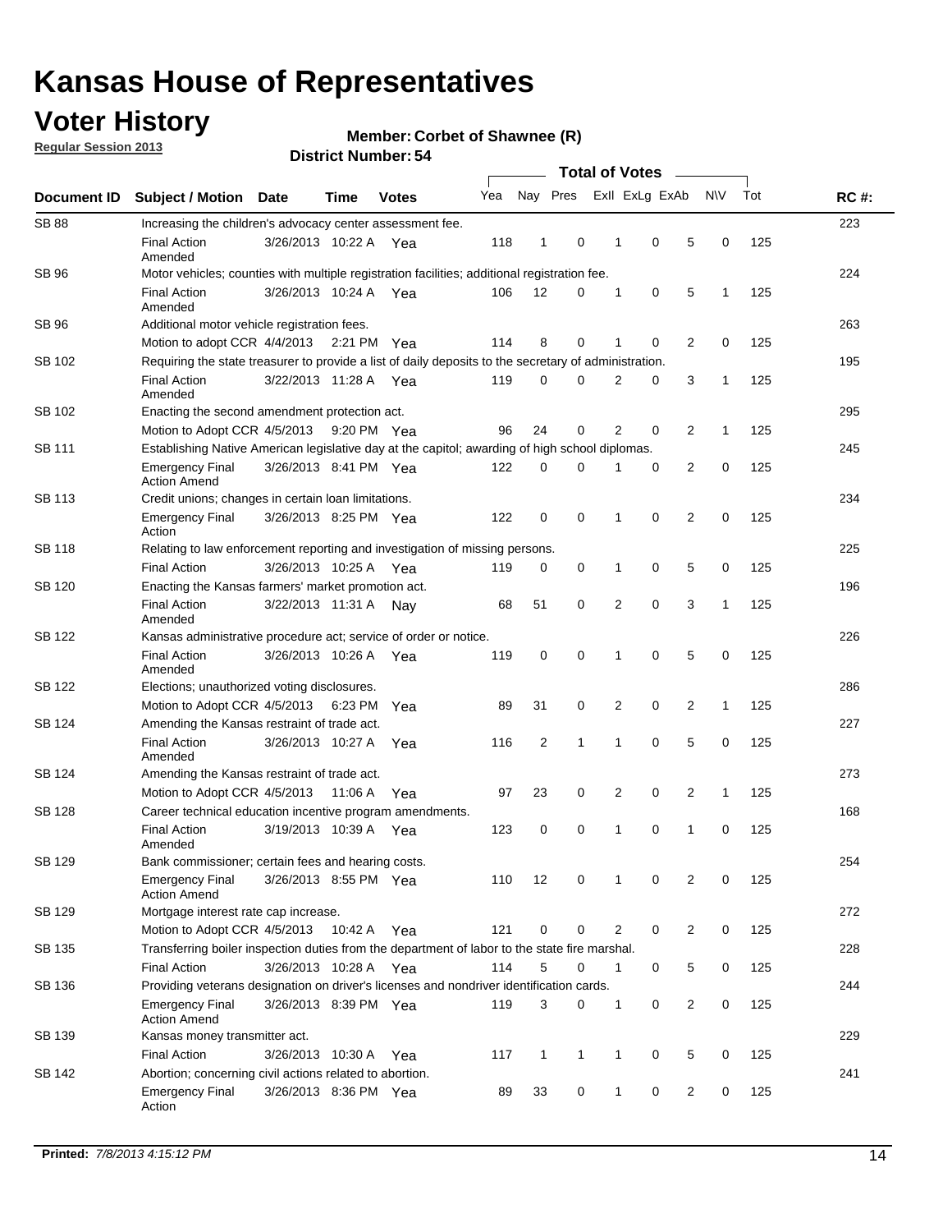# Kansas House of Representatives

## Voter History

**Regular Session 2013**

**Member: Corbet of Shawnee (R)**

**District Number: 54**

| Document ID | Subject / Motion | Date | Time | Votes | Yea | Nay | Pres | ExII | ExLg | ExAb | N\V | Tot | RC #: |
|---|---|---|---|---|---|---|---|---|---|---|---|---|---|
| SB 88 | Increasing the children's advocacy center assessment fee. | | | | | | | | | | | | 223 |
| | Final Action Amended | 3/26/2013 | 10:22 A | Yea | 118 | 1 | 0 | 1 | 0 | 5 | 0 | 125 | |
| SB 96 | Motor vehicles; counties with multiple registration facilities; additional registration fee. | | | | | | | | | | | | 224 |
| | Final Action Amended | 3/26/2013 | 10:24 A | Yea | 106 | 12 | 0 | 1 | 0 | 5 | 1 | 125 | |
| SB 96 | Additional motor vehicle registration fees. | | | | | | | | | | | | 263 |
| | Motion to adopt CCR | 4/4/2013 | 2:21 PM | Yea | 114 | 8 | 0 | 1 | 0 | 2 | 0 | 125 | |
| SB 102 | Requiring the state treasurer to provide a list of daily deposits to the secretary of administration. | | | | | | | | | | | | 195 |
| | Final Action Amended | 3/22/2013 | 11:28 A | Yea | 119 | 0 | 0 | 2 | 0 | 3 | 1 | 125 | |
| SB 102 | Enacting the second amendment protection act. | | | | | | | | | | | | 295 |
| | Motion to Adopt CCR | 4/5/2013 | 9:20 PM | Yea | 96 | 24 | 0 | 2 | 0 | 2 | 1 | 125 | |
| SB 111 | Establishing Native American legislative day at the capitol; awarding of high school diplomas. | | | | | | | | | | | | 245 |
| | Emergency Final Action Amend | 3/26/2013 | 8:41 PM | Yea | 122 | 0 | 0 | 1 | 0 | 2 | 0 | 125 | |
| SB 113 | Credit unions; changes in certain loan limitations. | | | | | | | | | | | | 234 |
| | Emergency Final Action | 3/26/2013 | 8:25 PM | Yea | 122 | 0 | 0 | 1 | 0 | 2 | 0 | 125 | |
| SB 118 | Relating to law enforcement reporting and investigation of missing persons. | | | | | | | | | | | | 225 |
| | Final Action | 3/26/2013 | 10:25 A | Yea | 119 | 0 | 0 | 1 | 0 | 5 | 0 | 125 | |
| SB 120 | Enacting the Kansas farmers' market promotion act. | | | | | | | | | | | | 196 |
| | Final Action Amended | 3/22/2013 | 11:31 A | Nay | 68 | 51 | 0 | 2 | 0 | 3 | 1 | 125 | |
| SB 122 | Kansas administrative procedure act; service of order or notice. | | | | | | | | | | | | 226 |
| | Final Action Amended | 3/26/2013 | 10:26 A | Yea | 119 | 0 | 0 | 1 | 0 | 5 | 0 | 125 | |
| SB 122 | Elections; unauthorized voting disclosures. | | | | | | | | | | | | 286 |
| | Motion to Adopt CCR | 4/5/2013 | 6:23 PM | Yea | 89 | 31 | 0 | 2 | 0 | 2 | 1 | 125 | |
| SB 124 | Amending the Kansas restraint of trade act. | | | | | | | | | | | | 227 |
| | Final Action Amended | 3/26/2013 | 10:27 A | Yea | 116 | 2 | 1 | 1 | 0 | 5 | 0 | 125 | |
| SB 124 | Amending the Kansas restraint of trade act. | | | | | | | | | | | | 273 |
| | Motion to Adopt CCR | 4/5/2013 | 11:06 A | Yea | 97 | 23 | 0 | 2 | 0 | 2 | 1 | 125 | |
| SB 128 | Career technical education incentive program amendments. | | | | | | | | | | | | 168 |
| | Final Action Amended | 3/19/2013 | 10:39 A | Yea | 123 | 0 | 0 | 1 | 0 | 1 | 0 | 125 | |
| SB 129 | Bank commissioner; certain fees and hearing costs. | | | | | | | | | | | | 254 |
| | Emergency Final Action Amend | 3/26/2013 | 8:55 PM | Yea | 110 | 12 | 0 | 1 | 0 | 2 | 0 | 125 | |
| SB 129 | Mortgage interest rate cap increase. | | | | | | | | | | | | 272 |
| | Motion to Adopt CCR | 4/5/2013 | 10:42 A | Yea | 121 | 0 | 0 | 2 | 0 | 2 | 0 | 125 | |
| SB 135 | Transferring boiler inspection duties from the department of labor to the state fire marshal. | | | | | | | | | | | | 228 |
| | Final Action | 3/26/2013 | 10:28 A | Yea | 114 | 5 | 0 | 1 | 0 | 5 | 0 | 125 | |
| SB 136 | Providing veterans designation on driver's licenses and nondriver identification cards. | | | | | | | | | | | | 244 |
| | Emergency Final Action Amend | 3/26/2013 | 8:39 PM | Yea | 119 | 3 | 0 | 1 | 0 | 2 | 0 | 125 | |
| SB 139 | Kansas money transmitter act. | | | | | | | | | | | | 229 |
| | Final Action | 3/26/2013 | 10:30 A | Yea | 117 | 1 | 1 | 1 | 0 | 5 | 0 | 125 | |
| SB 142 | Abortion; concerning civil actions related to abortion. | | | | | | | | | | | | 241 |
| | Emergency Final Action | 3/26/2013 | 8:36 PM | Yea | 89 | 33 | 0 | 1 | 0 | 2 | 0 | 125 | |

**Printed:** *7/8/2013 4:15:12 PM*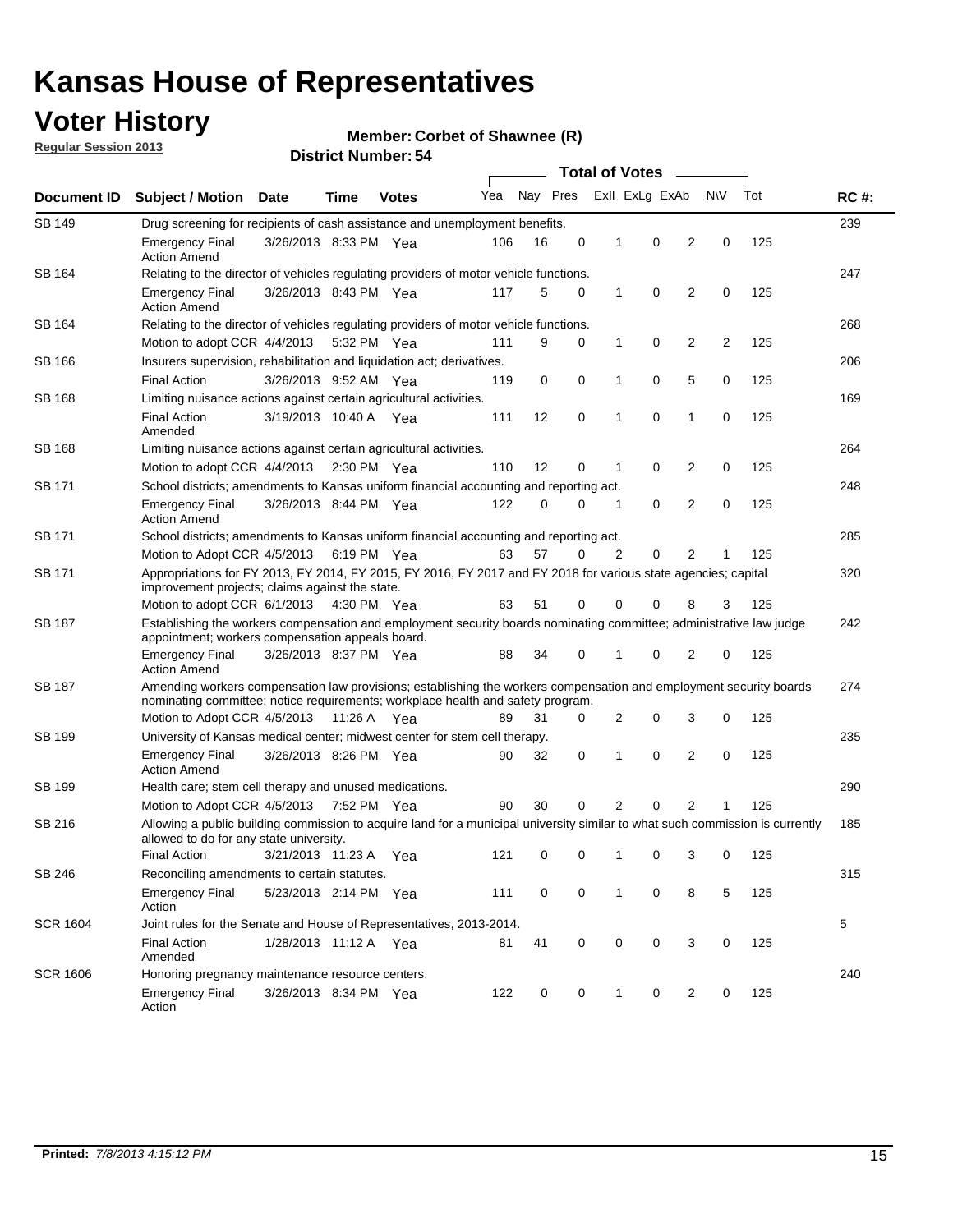# Kansas House of Representatives

## Voter History

**Regular Session 2013**

**Member: Corbet of Shawnee (R)**

**District Number: 54**

| Document ID | Subject / Motion | Date | Time | Votes | Yea | Nay | Pres | ExII | ExLg | ExAb | N\V | Tot | RC #: |
|---|---|---|---|---|---|---|---|---|---|---|---|---|---|
| SB 149 | Drug screening for recipients of cash assistance and unemployment benefits. | | | | | | | | | | | | 239 |
| | Emergency Final Action Amend | 3/26/2013 | 8:33 PM | Yea | 106 | 16 | 0 | 1 | 0 | 2 | 0 | 125 | |
| SB 164 | Relating to the director of vehicles regulating providers of motor vehicle functions. | | | | | | | | | | | | 247 |
| | Emergency Final Action Amend | 3/26/2013 | 8:43 PM | Yea | 117 | 5 | 0 | 1 | 0 | 2 | 0 | 125 | |
| SB 164 | Relating to the director of vehicles regulating providers of motor vehicle functions. | | | | | | | | | | | | 268 |
| | Motion to adopt CCR | 4/4/2013 | 5:32 PM | Yea | 111 | 9 | 0 | 1 | 0 | 2 | 2 | 125 | |
| SB 166 | Insurers supervision, rehabilitation and liquidation act; derivatives. | | | | | | | | | | | | 206 |
| | Final Action | 3/26/2013 | 9:52 AM | Yea | 119 | 0 | 0 | 1 | 0 | 5 | 0 | 125 | |
| SB 168 | Limiting nuisance actions against certain agricultural activities. | | | | | | | | | | | | 169 |
| | Final Action Amended | 3/19/2013 | 10:40 A | Yea | 111 | 12 | 0 | 1 | 0 | 1 | 0 | 125 | |
| SB 168 | Limiting nuisance actions against certain agricultural activities. | | | | | | | | | | | | 264 |
| | Motion to adopt CCR | 4/4/2013 | 2:30 PM | Yea | 110 | 12 | 0 | 1 | 0 | 2 | 0 | 125 | |
| SB 171 | School districts; amendments to Kansas uniform financial accounting and reporting act. | | | | | | | | | | | | 248 |
| | Emergency Final Action Amend | 3/26/2013 | 8:44 PM | Yea | 122 | 0 | 0 | 1 | 0 | 2 | 0 | 125 | |
| SB 171 | School districts; amendments to Kansas uniform financial accounting and reporting act. | | | | | | | | | | | | 285 |
| | Motion to Adopt CCR | 4/5/2013 | 6:19 PM | Yea | 63 | 57 | 0 | 2 | 0 | 2 | 1 | 125 | |
| SB 171 | Appropriations for FY 2013, FY 2014, FY 2015, FY 2016, FY 2017 and FY 2018 for various state agencies; capital improvement projects; claims against the state. | | | | | | | | | | | | 320 |
| | Motion to adopt CCR | 6/1/2013 | 4:30 PM | Yea | 63 | 51 | 0 | 0 | 0 | 8 | 3 | 125 | |
| SB 187 | Establishing the workers compensation and employment security boards nominating committee; administrative law judge appointment; workers compensation appeals board. | | | | | | | | | | | | 242 |
| | Emergency Final Action Amend | 3/26/2013 | 8:37 PM | Yea | 88 | 34 | 0 | 1 | 0 | 2 | 0 | 125 | |
| SB 187 | Amending workers compensation law provisions; establishing the workers compensation and employment security boards nominating committee; notice requirements; workplace health and safety program. | | | | | | | | | | | | 274 |
| | Motion to Adopt CCR | 4/5/2013 | 11:26 A | Yea | 89 | 31 | 0 | 2 | 0 | 3 | 0 | 125 | |
| SB 199 | University of Kansas medical center; midwest center for stem cell therapy. | | | | | | | | | | | | 235 |
| | Emergency Final Action Amend | 3/26/2013 | 8:26 PM | Yea | 90 | 32 | 0 | 1 | 0 | 2 | 0 | 125 | |
| SB 199 | Health care; stem cell therapy and unused medications. | | | | | | | | | | | | 290 |
| | Motion to Adopt CCR | 4/5/2013 | 7:52 PM | Yea | 90 | 30 | 0 | 2 | 0 | 2 | 1 | 125 | |
| SB 216 | Allowing a public building commission to acquire land for a municipal university similar to what such commission is currently allowed to do for any state university. | | | | | | | | | | | | 185 |
| | Final Action | 3/21/2013 | 11:23 A | Yea | 121 | 0 | 0 | 1 | 0 | 3 | 0 | 125 | |
| SB 246 | Reconciling amendments to certain statutes. | | | | | | | | | | | | 315 |
| | Emergency Final Action | 5/23/2013 | 2:14 PM | Yea | 111 | 0 | 0 | 1 | 0 | 8 | 5 | 125 | |
| SCR 1604 | Joint rules for the Senate and House of Representatives, 2013-2014. | | | | | | | | | | | | 5 |
| | Final Action Amended | 1/28/2013 | 11:12 A | Yea | 81 | 41 | 0 | 0 | 0 | 3 | 0 | 125 | |
| SCR 1606 | Honoring pregnancy maintenance resource centers. | | | | | | | | | | | | 240 |
| | Emergency Final Action | 3/26/2013 | 8:34 PM | Yea | 122 | 0 | 0 | 1 | 0 | 2 | 0 | 125 | |

**Printed:** *7/8/2013 4:15:12 PM*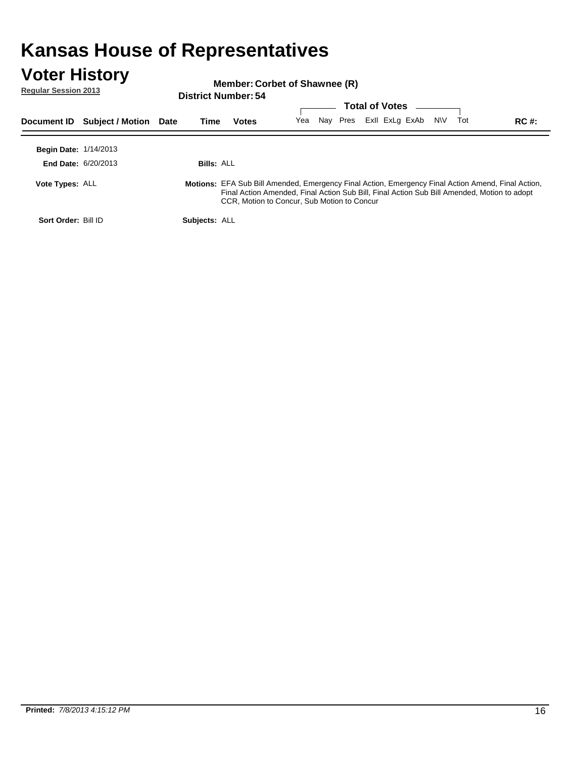# Kansas House of Representatives

## Voter History

**Regular Session 2013**

**Member:** Corbet of Shawnee (R)

**District Number:** 54

| Document ID | Subject / Motion | Date | Time | Votes | Yea | Nay | Pres | ExII | ExLg | ExAb | N\V | Tot | RC #: |
|---|---|---|---|---|---|---|---|---|---|---|---|---|---|

**Begin Date:** 1/14/2013

**End Date:** 6/20/2013

**Bills:** ALL

**Vote Types:** ALL

**Motions:** EFA Sub Bill Amended, Emergency Final Action, Emergency Final Action Amend, Final Action, Final Action Amended, Final Action Sub Bill, Final Action Sub Bill Amended, Motion to adopt CCR, Motion to Concur, Sub Motion to Concur

**Sort Order:** Bill ID

**Subjects:** ALL

**Printed:** *7/8/2013 4:15:12 PM*